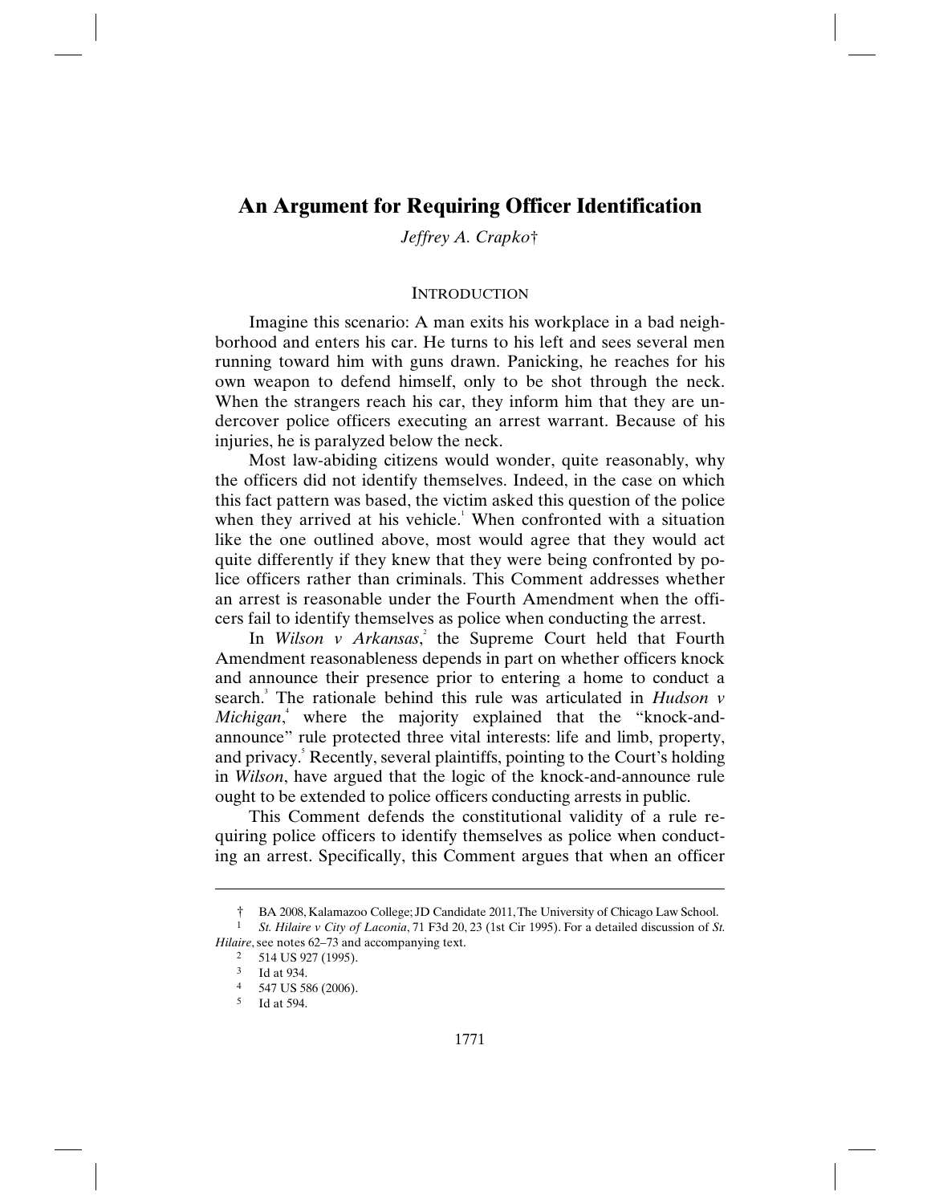# An Argument for Requiring Officer Identification

*Jeffrey A. Crapko*†

## INTRODUCTION

Imagine this scenario: A man exits his workplace in a bad neighborhood and enters his car. He turns to his left and sees several men running toward him with guns drawn. Panicking, he reaches for his own weapon to defend himself, only to be shot through the neck. When the strangers reach his car, they inform him that they are undercover police officers executing an arrest warrant. Because of his injuries, he is paralyzed below the neck.

Most law-abiding citizens would wonder, quite reasonably, why the officers did not identify themselves. Indeed, in the case on which this fact pattern was based, the victim asked this question of the police when they arrived at his vehicle.[1] When confronted with a situation like the one outlined above, most would agree that they would act quite differently if they knew that they were being confronted by police officers rather than criminals. This Comment addresses whether an arrest is reasonable under the Fourth Amendment when the officers fail to identify themselves as police when conducting the arrest.

In *Wilson v Arkansas*,[2] the Supreme Court held that Fourth Amendment reasonableness depends in part on whether officers knock and announce their presence prior to entering a home to conduct a search.[3] The rationale behind this rule was articulated in *Hudson v Michigan*,[4] where the majority explained that the "knock-and-announce" rule protected three vital interests: life and limb, property, and privacy.[5] Recently, several plaintiffs, pointing to the Court's holding in *Wilson*, have argued that the logic of the knock-and-announce rule ought to be extended to police officers conducting arrests in public.

This Comment defends the constitutional validity of a rule requiring police officers to identify themselves as police when conducting an arrest. Specifically, this Comment argues that when an officer

---

† BA 2008, Kalamazoo College; JD Candidate 2011, The University of Chicago Law School.

[1] *St. Hilaire v City of Laconia*, 71 F3d 20, 23 (1st Cir 1995). For a detailed discussion of *St. Hilaire*, see notes 62–73 and accompanying text.

[2] 514 US 927 (1995).

[3] Id at 934.

[4] 547 US 586 (2006).

[5] Id at 594.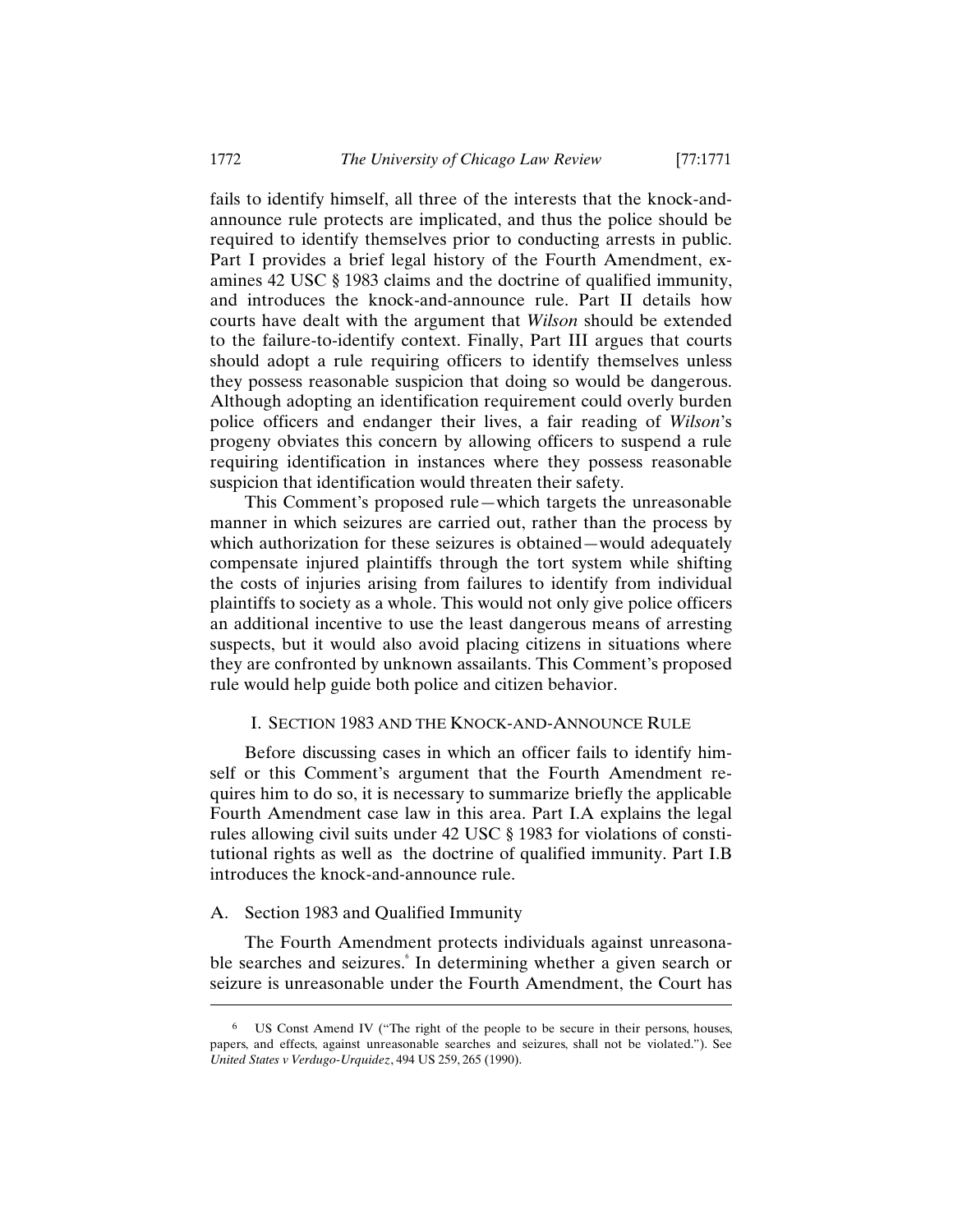fails to identify himself, all three of the interests that the knock-and-announce rule protects are implicated, and thus the police should be required to identify themselves prior to conducting arrests in public. Part I provides a brief legal history of the Fourth Amendment, examines 42 USC § 1983 claims and the doctrine of qualified immunity, and introduces the knock-and-announce rule. Part II details how courts have dealt with the argument that *Wilson* should be extended to the failure-to-identify context. Finally, Part III argues that courts should adopt a rule requiring officers to identify themselves unless they possess reasonable suspicion that doing so would be dangerous. Although adopting an identification requirement could overly burden police officers and endanger their lives, a fair reading of *Wilson*'s progeny obviates this concern by allowing officers to suspend a rule requiring identification in instances where they possess reasonable suspicion that identification would threaten their safety.

This Comment's proposed rule—which targets the unreasonable manner in which seizures are carried out, rather than the process by which authorization for these seizures is obtained—would adequately compensate injured plaintiffs through the tort system while shifting the costs of injuries arising from failures to identify from individual plaintiffs to society as a whole. This would not only give police officers an additional incentive to use the least dangerous means of arresting suspects, but it would also avoid placing citizens in situations where they are confronted by unknown assailants. This Comment's proposed rule would help guide both police and citizen behavior.

# I. Section 1983 and the Knock-and-Announce Rule

Before discussing cases in which an officer fails to identify himself or this Comment's argument that the Fourth Amendment requires him to do so, it is necessary to summarize briefly the applicable Fourth Amendment case law in this area. Part I.A explains the legal rules allowing civil suits under 42 USC § 1983 for violations of constitutional rights as well as the doctrine of qualified immunity. Part I.B introduces the knock-and-announce rule.

## A. Section 1983 and Qualified Immunity

The Fourth Amendment protects individuals against unreasonable searches and seizures.[6] In determining whether a given search or seizure is unreasonable under the Fourth Amendment, the Court has

---

[6] US Const Amend IV ("The right of the people to be secure in their persons, houses, papers, and effects, against unreasonable searches and seizures, shall not be violated."). See *United States v Verdugo-Urquidez*, 494 US 259, 265 (1990).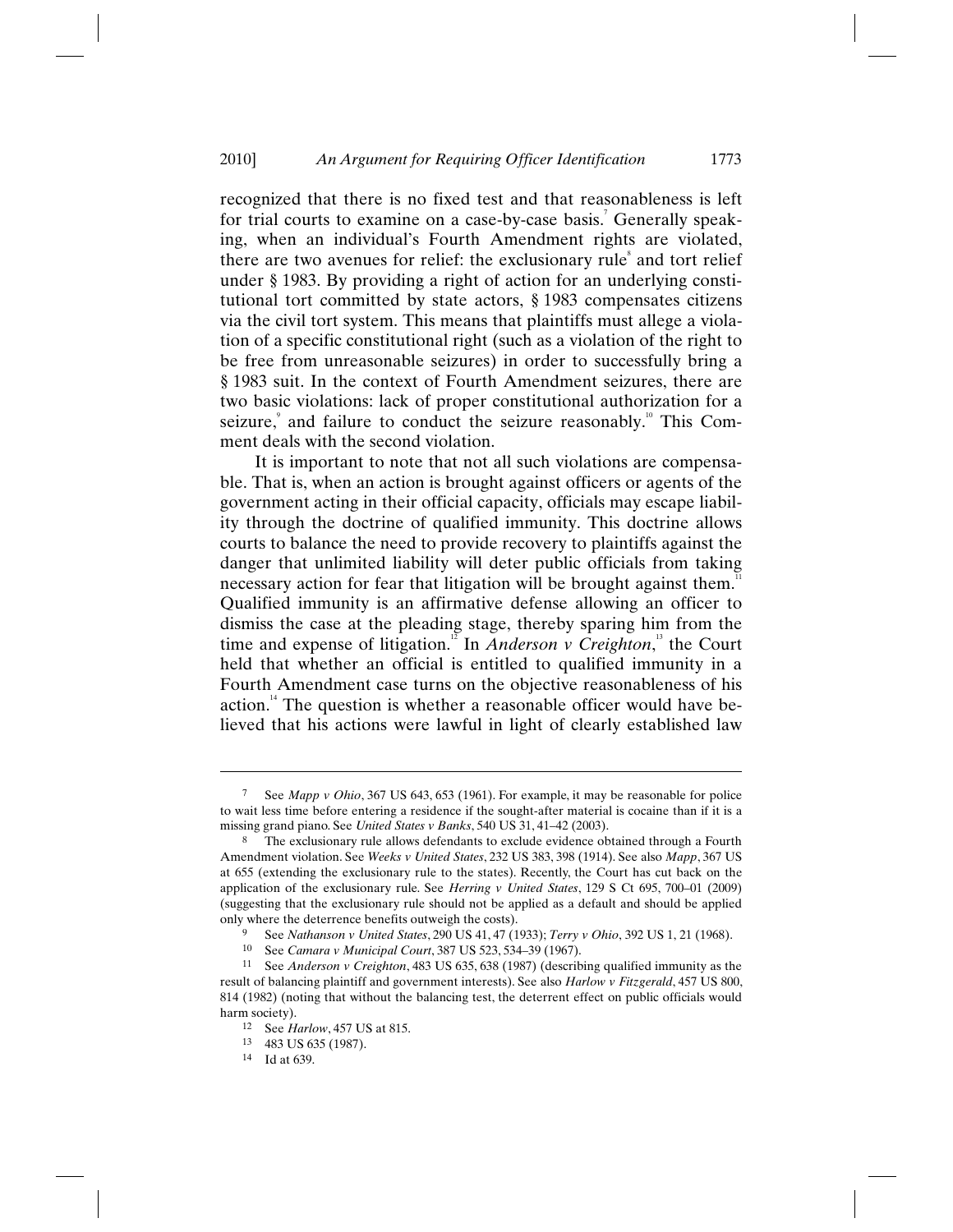recognized that there is no fixed test and that reasonableness is left for trial courts to examine on a case-by-case basis.[7] Generally speaking, when an individual's Fourth Amendment rights are violated, there are two avenues for relief: the exclusionary rule[8] and tort relief under § 1983. By providing a right of action for an underlying constitutional tort committed by state actors, § 1983 compensates citizens via the civil tort system. This means that plaintiffs must allege a violation of a specific constitutional right (such as a violation of the right to be free from unreasonable seizures) in order to successfully bring a § 1983 suit. In the context of Fourth Amendment seizures, there are two basic violations: lack of proper constitutional authorization for a seizure,[9] and failure to conduct the seizure reasonably.[10] This Comment deals with the second violation.

It is important to note that not all such violations are compensable. That is, when an action is brought against officers or agents of the government acting in their official capacity, officials may escape liability through the doctrine of qualified immunity. This doctrine allows courts to balance the need to provide recovery to plaintiffs against the danger that unlimited liability will deter public officials from taking necessary action for fear that litigation will be brought against them.[11] Qualified immunity is an affirmative defense allowing an officer to dismiss the case at the pleading stage, thereby sparing him from the time and expense of litigation.[12] In *Anderson v Creighton*,[13] the Court held that whether an official is entitled to qualified immunity in a Fourth Amendment case turns on the objective reasonableness of his action.[14] The question is whether a reasonable officer would have believed that his actions were lawful in light of clearly established law

---

7 See *Mapp v Ohio*, 367 US 643, 653 (1961). For example, it may be reasonable for police to wait less time before entering a residence if the sought-after material is cocaine than if it is a missing grand piano. See *United States v Banks*, 540 US 31, 41–42 (2003).

8 The exclusionary rule allows defendants to exclude evidence obtained through a Fourth Amendment violation. See *Weeks v United States*, 232 US 383, 398 (1914). See also *Mapp*, 367 US at 655 (extending the exclusionary rule to the states). Recently, the Court has cut back on the application of the exclusionary rule. See *Herring v United States*, 129 S Ct 695, 700–01 (2009) (suggesting that the exclusionary rule should not be applied as a default and should be applied only where the deterrence benefits outweigh the costs).

9 See *Nathanson v United States*, 290 US 41, 47 (1933); *Terry v Ohio*, 392 US 1, 21 (1968).

10 See *Camara v Municipal Court*, 387 US 523, 534–39 (1967).

11 See *Anderson v Creighton*, 483 US 635, 638 (1987) (describing qualified immunity as the result of balancing plaintiff and government interests). See also *Harlow v Fitzgerald*, 457 US 800, 814 (1982) (noting that without the balancing test, the deterrent effect on public officials would harm society).

12 See *Harlow*, 457 US at 815.

13 483 US 635 (1987).

14 Id at 639.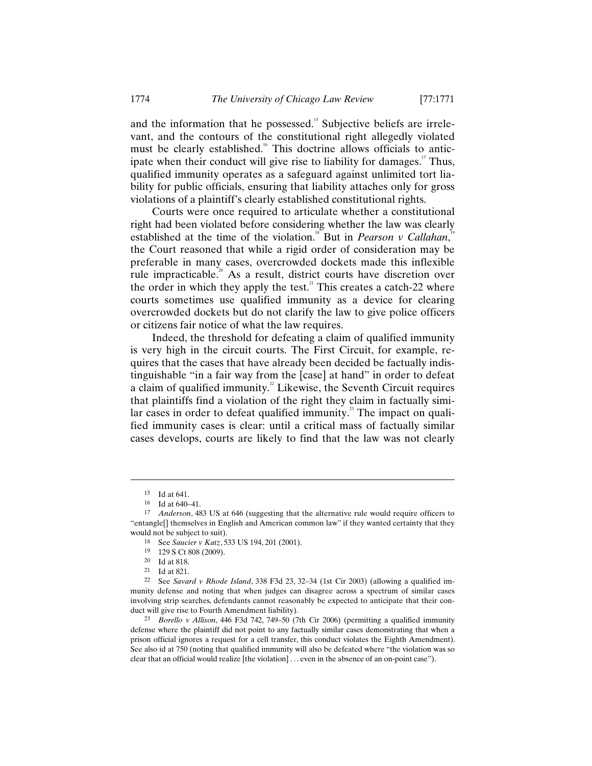and the information that he possessed.[15] Subjective beliefs are irrelevant, and the contours of the constitutional right allegedly violated must be clearly established.[16] This doctrine allows officials to anticipate when their conduct will give rise to liability for damages.[17] Thus, qualified immunity operates as a safeguard against unlimited tort liability for public officials, ensuring that liability attaches only for gross violations of a plaintiff's clearly established constitutional rights.

Courts were once required to articulate whether a constitutional right had been violated before considering whether the law was clearly established at the time of the violation.[18] But in *Pearson v Callahan*,[19] the Court reasoned that while a rigid order of consideration may be preferable in many cases, overcrowded dockets made this inflexible rule impracticable.[20] As a result, district courts have discretion over the order in which they apply the test.[21] This creates a catch-22 where courts sometimes use qualified immunity as a device for clearing overcrowded dockets but do not clarify the law to give police officers or citizens fair notice of what the law requires.

Indeed, the threshold for defeating a claim of qualified immunity is very high in the circuit courts. The First Circuit, for example, requires that the cases that have already been decided be factually indistinguishable "in a fair way from the [case] at hand" in order to defeat a claim of qualified immunity.[22] Likewise, the Seventh Circuit requires that plaintiffs find a violation of the right they claim in factually similar cases in order to defeat qualified immunity.[23] The impact on qualified immunity cases is clear: until a critical mass of factually similar cases develops, courts are likely to find that the law was not clearly

---

15 Id at 641.

16 Id at 640–41.

17 *Anderson*, 483 US at 646 (suggesting that the alternative rule would require officers to "entangle[] themselves in English and American common law" if they wanted certainty that they would not be subject to suit).

18 See *Saucier v Katz*, 533 US 194, 201 (2001).

19 129 S Ct 808 (2009).

20 Id at 818.

21 Id at 821.

22 See *Savard v Rhode Island*, 338 F3d 23, 32–34 (1st Cir 2003) (allowing a qualified immunity defense and noting that when judges can disagree across a spectrum of similar cases involving strip searches, defendants cannot reasonably be expected to anticipate that their conduct will give rise to Fourth Amendment liability).

23 *Borello v Allison*, 446 F3d 742, 749–50 (7th Cir 2006) (permitting a qualified immunity defense where the plaintiff did not point to any factually similar cases demonstrating that when a prison official ignores a request for a cell transfer, this conduct violates the Eighth Amendment). See also id at 750 (noting that qualified immunity will also be defeated where "the violation was so clear that an official would realize [the violation] . . . even in the absence of an on-point case").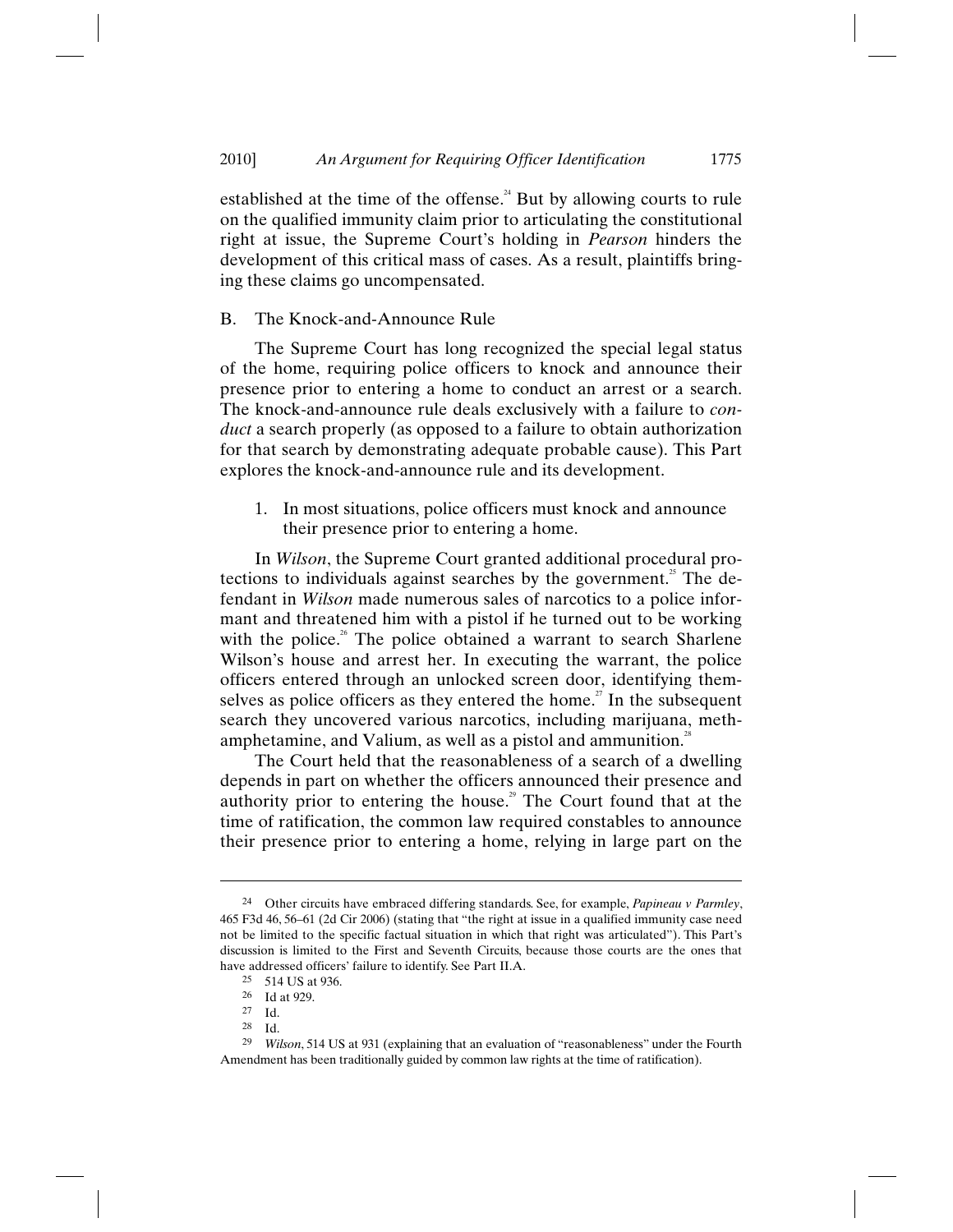established at the time of the offense.[24] But by allowing courts to rule on the qualified immunity claim prior to articulating the constitutional right at issue, the Supreme Court's holding in *Pearson* hinders the development of this critical mass of cases. As a result, plaintiffs bringing these claims go uncompensated.

### B. The Knock-and-Announce Rule

The Supreme Court has long recognized the special legal status of the home, requiring police officers to knock and announce their presence prior to entering a home to conduct an arrest or a search. The knock-and-announce rule deals exclusively with a failure to *conduct* a search properly (as opposed to a failure to obtain authorization for that search by demonstrating adequate probable cause). This Part explores the knock-and-announce rule and its development.

#### 1. In most situations, police officers must knock and announce their presence prior to entering a home.

In *Wilson*, the Supreme Court granted additional procedural protections to individuals against searches by the government.[25] The defendant in *Wilson* made numerous sales of narcotics to a police informant and threatened him with a pistol if he turned out to be working with the police.[26] The police obtained a warrant to search Sharlene Wilson's house and arrest her. In executing the warrant, the police officers entered through an unlocked screen door, identifying themselves as police officers as they entered the home.[27] In the subsequent search they uncovered various narcotics, including marijuana, methamphetamine, and Valium, as well as a pistol and ammunition.[28]

The Court held that the reasonableness of a search of a dwelling depends in part on whether the officers announced their presence and authority prior to entering the house.[29] The Court found that at the time of ratification, the common law required constables to announce their presence prior to entering a home, relying in large part on the

---

[24] Other circuits have embraced differing standards. See, for example, *Papineau v Parmley*, 465 F3d 46, 56–61 (2d Cir 2006) (stating that "the right at issue in a qualified immunity case need not be limited to the specific factual situation in which that right was articulated"). This Part's discussion is limited to the First and Seventh Circuits, because those courts are the ones that have addressed officers' failure to identify. See Part II.A.

[25] 514 US at 936.

[26] Id at 929.

[27] Id.

[28] Id.

[29] *Wilson*, 514 US at 931 (explaining that an evaluation of "reasonableness" under the Fourth Amendment has been traditionally guided by common law rights at the time of ratification).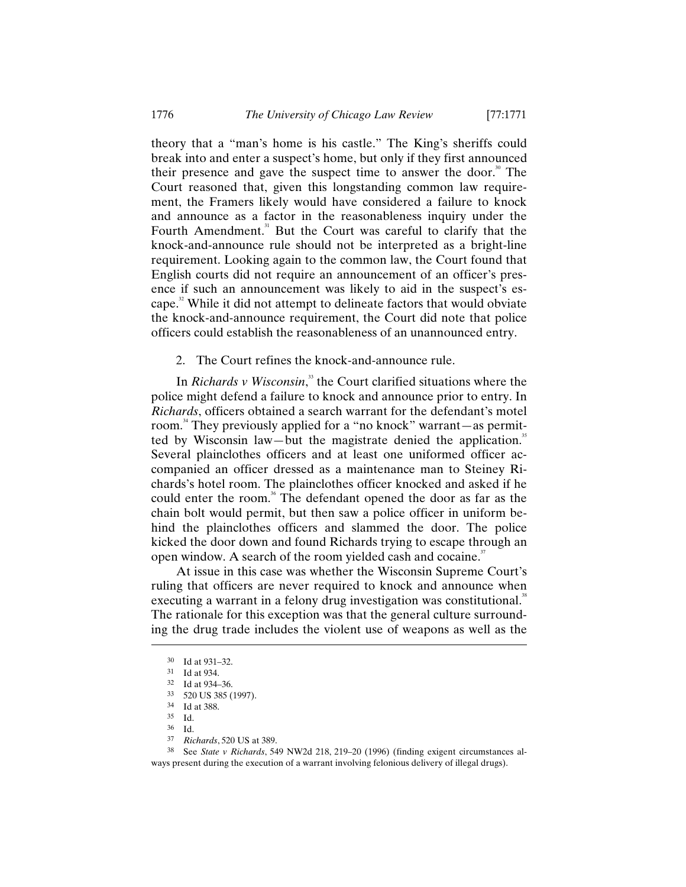theory that a "man's home is his castle." The King's sheriffs could break into and enter a suspect's home, but only if they first announced their presence and gave the suspect time to answer the door.[30] The Court reasoned that, given this longstanding common law requirement, the Framers likely would have considered a failure to knock and announce as a factor in the reasonableness inquiry under the Fourth Amendment.[31] But the Court was careful to clarify that the knock-and-announce rule should not be interpreted as a bright-line requirement. Looking again to the common law, the Court found that English courts did not require an announcement of an officer's presence if such an announcement was likely to aid in the suspect's escape.[32] While it did not attempt to delineate factors that would obviate the knock-and-announce requirement, the Court did note that police officers could establish the reasonableness of an unannounced entry.

2. The Court refines the knock-and-announce rule.

In *Richards v Wisconsin*,[33] the Court clarified situations where the police might defend a failure to knock and announce prior to entry. In *Richards*, officers obtained a search warrant for the defendant's motel room.[34] They previously applied for a "no knock" warrant—as permitted by Wisconsin law—but the magistrate denied the application.[35] Several plainclothes officers and at least one uniformed officer accompanied an officer dressed as a maintenance man to Steiney Richards's hotel room. The plainclothes officer knocked and asked if he could enter the room.[36] The defendant opened the door as far as the chain bolt would permit, but then saw a police officer in uniform behind the plainclothes officers and slammed the door. The police kicked the door down and found Richards trying to escape through an open window. A search of the room yielded cash and cocaine.[37]

At issue in this case was whether the Wisconsin Supreme Court's ruling that officers are never required to knock and announce when executing a warrant in a felony drug investigation was constitutional.[38] The rationale for this exception was that the general culture surrounding the drug trade includes the violent use of weapons as well as the

---

30 Id at 931–32.

31 Id at 934.

32 Id at 934–36.

33 520 US 385 (1997).

34 Id at 388.

35 Id.

36 Id.

37 *Richards*, 520 US at 389.

38 See *State v Richards*, 549 NW2d 218, 219–20 (1996) (finding exigent circumstances always present during the execution of a warrant involving felonious delivery of illegal drugs).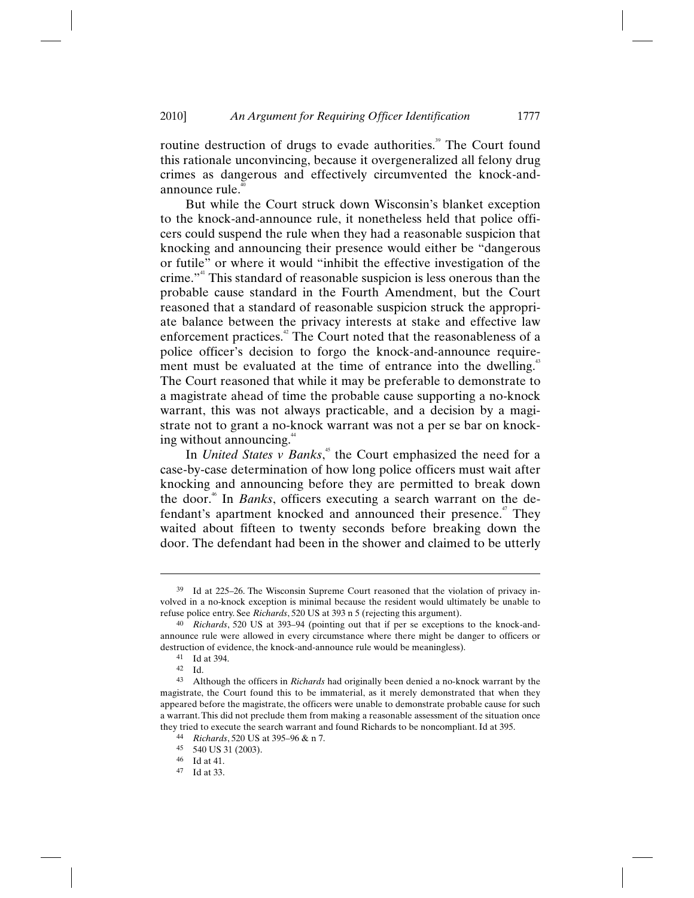routine destruction of drugs to evade authorities.[39] The Court found this rationale unconvincing, because it overgeneralized all felony drug crimes as dangerous and effectively circumvented the knock-and-announce rule.[40]

But while the Court struck down Wisconsin's blanket exception to the knock-and-announce rule, it nonetheless held that police officers could suspend the rule when they had a reasonable suspicion that knocking and announcing their presence would either be "dangerous or futile" or where it would "inhibit the effective investigation of the crime."[41] This standard of reasonable suspicion is less onerous than the probable cause standard in the Fourth Amendment, but the Court reasoned that a standard of reasonable suspicion struck the appropriate balance between the privacy interests at stake and effective law enforcement practices.[42] The Court noted that the reasonableness of a police officer's decision to forgo the knock-and-announce requirement must be evaluated at the time of entrance into the dwelling.[43] The Court reasoned that while it may be preferable to demonstrate to a magistrate ahead of time the probable cause supporting a no-knock warrant, this was not always practicable, and a decision by a magistrate not to grant a no-knock warrant was not a per se bar on knocking without announcing.[44]

In *United States v Banks*,[45] the Court emphasized the need for a case-by-case determination of how long police officers must wait after knocking and announcing before they are permitted to break down the door.[46] In *Banks*, officers executing a search warrant on the defendant's apartment knocked and announced their presence.[47] They waited about fifteen to twenty seconds before breaking down the door. The defendant had been in the shower and claimed to be utterly

---

[39] Id at 225–26. The Wisconsin Supreme Court reasoned that the violation of privacy involved in a no-knock exception is minimal because the resident would ultimately be unable to refuse police entry. See *Richards*, 520 US at 393 n 5 (rejecting this argument).

[40] *Richards*, 520 US at 393–94 (pointing out that if per se exceptions to the knock-and-announce rule were allowed in every circumstance where there might be danger to officers or destruction of evidence, the knock-and-announce rule would be meaningless).

[41] Id at 394.

[42] Id.

[43] Although the officers in *Richards* had originally been denied a no-knock warrant by the magistrate, the Court found this to be immaterial, as it merely demonstrated that when they appeared before the magistrate, the officers were unable to demonstrate probable cause for such a warrant. This did not preclude them from making a reasonable assessment of the situation once they tried to execute the search warrant and found Richards to be noncompliant. Id at 395.

[44] *Richards*, 520 US at 395–96 & n 7.

[45] 540 US 31 (2003).

[46] Id at 41.

[47] Id at 33.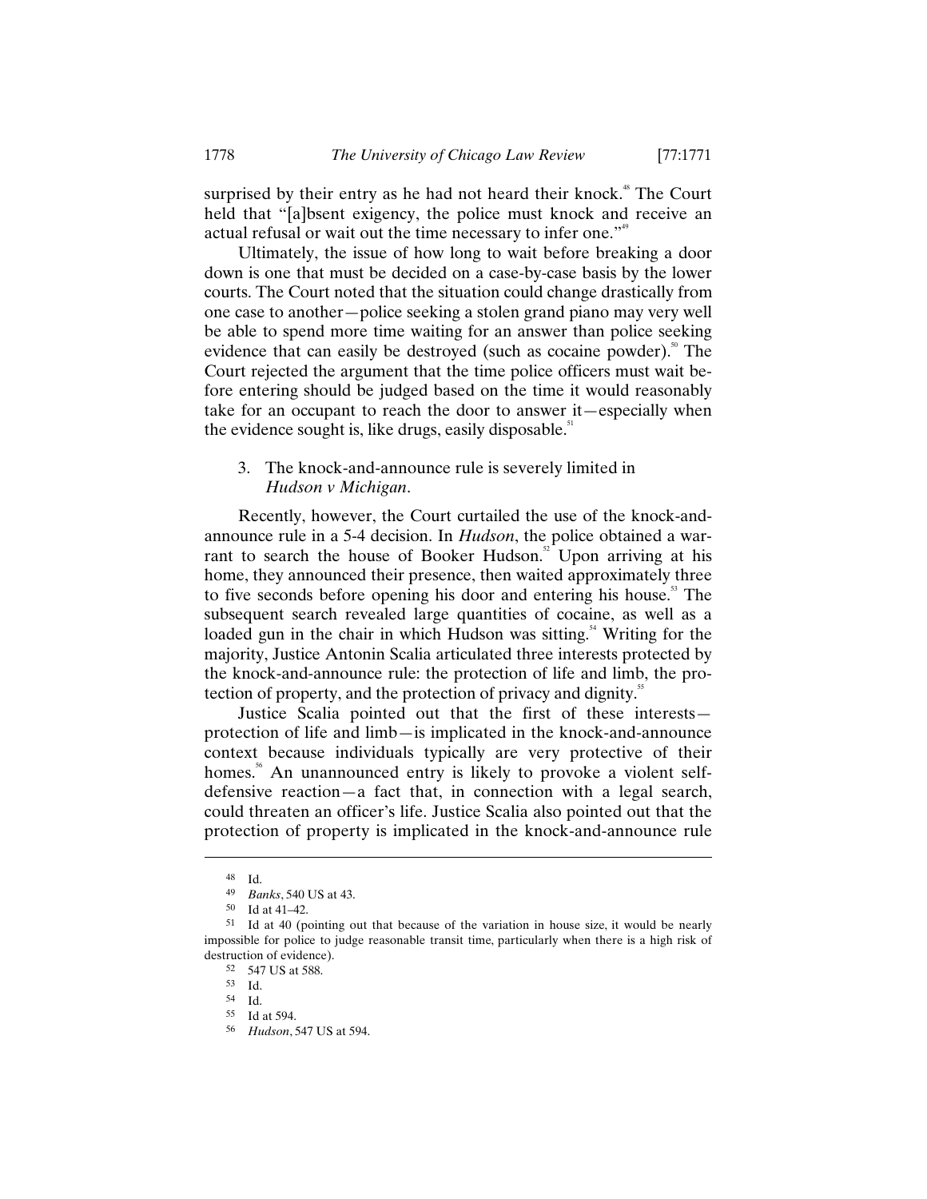surprised by their entry as he had not heard their knock.[48] The Court held that "[a]bsent exigency, the police must knock and receive an actual refusal or wait out the time necessary to infer one."[49]

Ultimately, the issue of how long to wait before breaking a door down is one that must be decided on a case-by-case basis by the lower courts. The Court noted that the situation could change drastically from one case to another—police seeking a stolen grand piano may very well be able to spend more time waiting for an answer than police seeking evidence that can easily be destroyed (such as cocaine powder).[50] The Court rejected the argument that the time police officers must wait before entering should be judged based on the time it would reasonably take for an occupant to reach the door to answer it—especially when the evidence sought is, like drugs, easily disposable.[51]

### 3. The knock-and-announce rule is severely limited in *Hudson v Michigan*.

Recently, however, the Court curtailed the use of the knock-and-announce rule in a 5-4 decision. In *Hudson*, the police obtained a warrant to search the house of Booker Hudson.[52] Upon arriving at his home, they announced their presence, then waited approximately three to five seconds before opening his door and entering his house.[53] The subsequent search revealed large quantities of cocaine, as well as a loaded gun in the chair in which Hudson was sitting.[54] Writing for the majority, Justice Antonin Scalia articulated three interests protected by the knock-and-announce rule: the protection of life and limb, the protection of property, and the protection of privacy and dignity.[55]

Justice Scalia pointed out that the first of these interests—protection of life and limb—is implicated in the knock-and-announce context because individuals typically are very protective of their homes.[56] An unannounced entry is likely to provoke a violent self-defensive reaction—a fact that, in connection with a legal search, could threaten an officer's life. Justice Scalia also pointed out that the protection of property is implicated in the knock-and-announce rule

---

48 Id.

49 *Banks*, 540 US at 43.

50 Id at 41–42.

51 Id at 40 (pointing out that because of the variation in house size, it would be nearly impossible for police to judge reasonable transit time, particularly when there is a high risk of destruction of evidence).

52 547 US at 588.

53 Id.

54 Id.

55 Id at 594.

56 *Hudson*, 547 US at 594.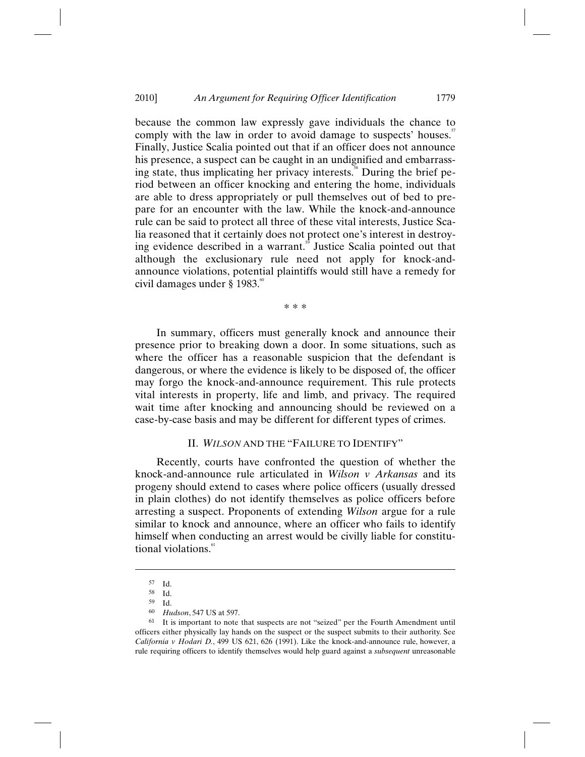because the common law expressly gave individuals the chance to comply with the law in order to avoid damage to suspects' houses.[57] Finally, Justice Scalia pointed out that if an officer does not announce his presence, a suspect can be caught in an undignified and embarrassing state, thus implicating her privacy interests.[58] During the brief period between an officer knocking and entering the home, individuals are able to dress appropriately or pull themselves out of bed to prepare for an encounter with the law. While the knock-and-announce rule can be said to protect all three of these vital interests, Justice Scalia reasoned that it certainly does not protect one's interest in destroying evidence described in a warrant.[59] Justice Scalia pointed out that although the exclusionary rule need not apply for knock-and-announce violations, potential plaintiffs would still have a remedy for civil damages under § 1983.[60]

\* \* \*

In summary, officers must generally knock and announce their presence prior to breaking down a door. In some situations, such as where the officer has a reasonable suspicion that the defendant is dangerous, or where the evidence is likely to be disposed of, the officer may forgo the knock-and-announce requirement. This rule protects vital interests in property, life and limb, and privacy. The required wait time after knocking and announcing should be reviewed on a case-by-case basis and may be different for different types of crimes.

## II. *WILSON* AND THE "FAILURE TO IDENTIFY"

Recently, courts have confronted the question of whether the knock-and-announce rule articulated in *Wilson v Arkansas* and its progeny should extend to cases where police officers (usually dressed in plain clothes) do not identify themselves as police officers before arresting a suspect. Proponents of extending *Wilson* argue for a rule similar to knock and announce, where an officer who fails to identify himself when conducting an arrest would be civilly liable for constitutional violations.[61]

---

[57] Id.

[58] Id.

[59] Id.

[60] *Hudson*, 547 US at 597.

[61] It is important to note that suspects are not "seized" per the Fourth Amendment until officers either physically lay hands on the suspect or the suspect submits to their authority. See *California v Hodari D.*, 499 US 621, 626 (1991). Like the knock-and-announce rule, however, a rule requiring officers to identify themselves would help guard against a *subsequent* unreasonable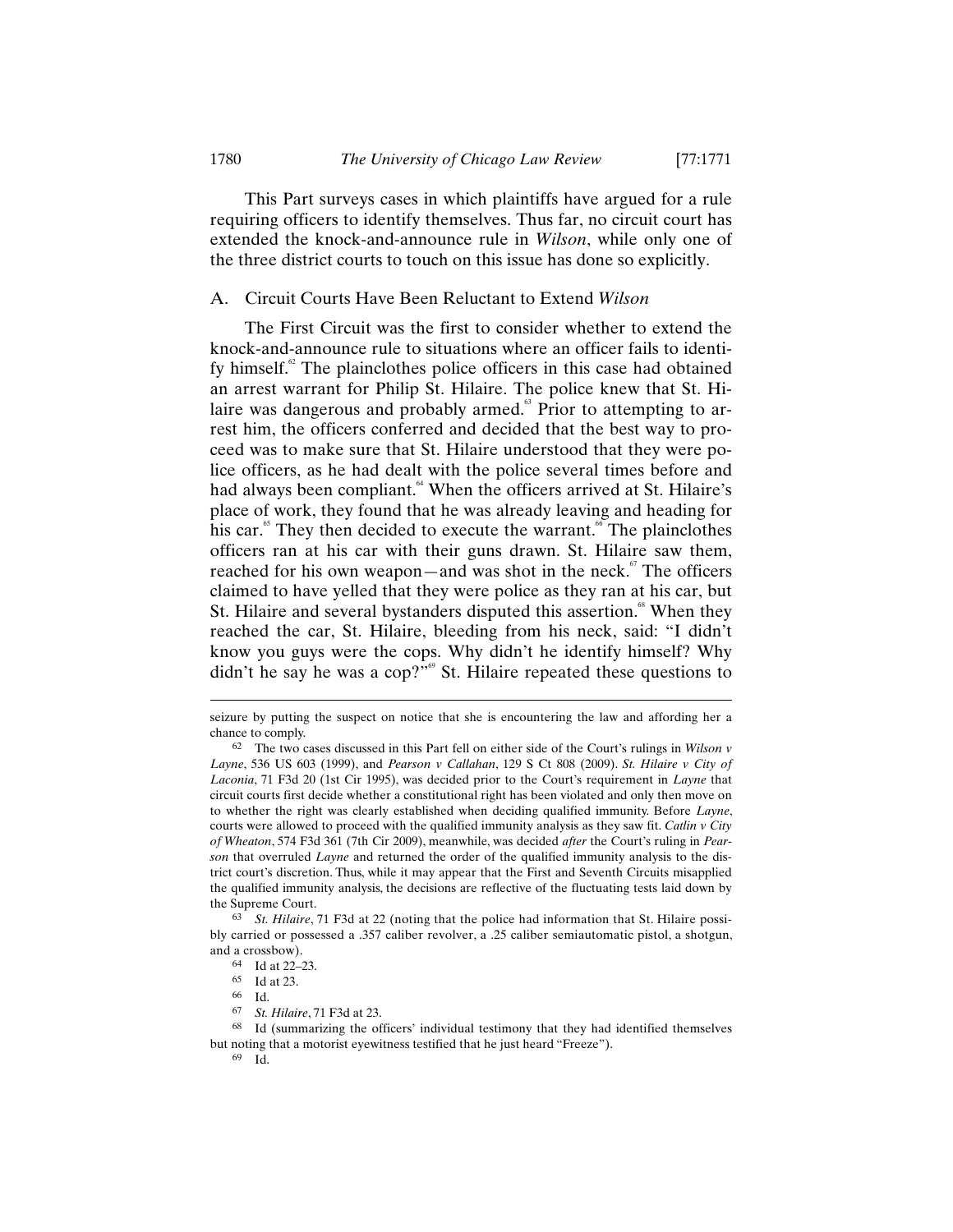This Part surveys cases in which plaintiffs have argued for a rule requiring officers to identify themselves. Thus far, no circuit court has extended the knock-and-announce rule in *Wilson*, while only one of the three district courts to touch on this issue has done so explicitly.

## A. Circuit Courts Have Been Reluctant to Extend *Wilson*

The First Circuit was the first to consider whether to extend the knock-and-announce rule to situations where an officer fails to identify himself.[62] The plainclothes police officers in this case had obtained an arrest warrant for Philip St. Hilaire. The police knew that St. Hilaire was dangerous and probably armed.[63] Prior to attempting to arrest him, the officers conferred and decided that the best way to proceed was to make sure that St. Hilaire understood that they were police officers, as he had dealt with the police several times before and had always been compliant.[64] When the officers arrived at St. Hilaire's place of work, they found that he was already leaving and heading for his car.[65] They then decided to execute the warrant.[66] The plainclothes officers ran at his car with their guns drawn. St. Hilaire saw them, reached for his own weapon—and was shot in the neck.[67] The officers claimed to have yelled that they were police as they ran at his car, but St. Hilaire and several bystanders disputed this assertion.[68] When they reached the car, St. Hilaire, bleeding from his neck, said: "I didn't know you guys were the cops. Why didn't he identify himself? Why didn't he say he was a cop?"[69] St. Hilaire repeated these questions to

---

seizure by putting the suspect on notice that she is encountering the law and affording her a chance to comply.

62 The two cases discussed in this Part fell on either side of the Court's rulings in *Wilson v Layne*, 536 US 603 (1999), and *Pearson v Callahan*, 129 S Ct 808 (2009). *St. Hilaire v City of Laconia*, 71 F3d 20 (1st Cir 1995), was decided prior to the Court's requirement in *Layne* that circuit courts first decide whether a constitutional right has been violated and only then move on to whether the right was clearly established when deciding qualified immunity. Before *Layne*, courts were allowed to proceed with the qualified immunity analysis as they saw fit. *Catlin v City of Wheaton*, 574 F3d 361 (7th Cir 2009), meanwhile, was decided *after* the Court's ruling in *Pearson* that overruled *Layne* and returned the order of the qualified immunity analysis to the district court's discretion. Thus, while it may appear that the First and Seventh Circuits misapplied the qualified immunity analysis, the decisions are reflective of the fluctuating tests laid down by the Supreme Court.

63 *St. Hilaire*, 71 F3d at 22 (noting that the police had information that St. Hilaire possibly carried or possessed a .357 caliber revolver, a .25 caliber semiautomatic pistol, a shotgun, and a crossbow).

64 Id at 22–23.

65 Id at 23.

66 Id.

67 *St. Hilaire*, 71 F3d at 23.

68 Id (summarizing the officers' individual testimony that they had identified themselves but noting that a motorist eyewitness testified that he just heard "Freeze").

69 Id.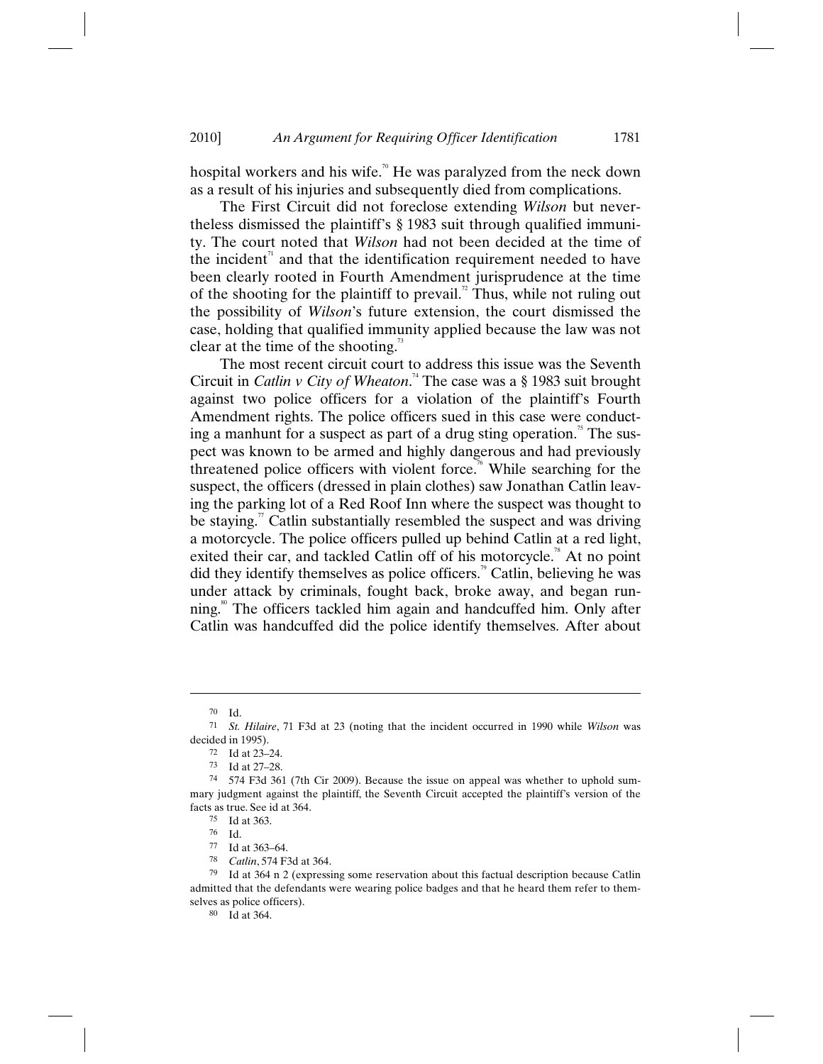hospital workers and his wife.[70] He was paralyzed from the neck down as a result of his injuries and subsequently died from complications.

The First Circuit did not foreclose extending *Wilson* but nevertheless dismissed the plaintiff's § 1983 suit through qualified immunity. The court noted that *Wilson* had not been decided at the time of the incident[71] and that the identification requirement needed to have been clearly rooted in Fourth Amendment jurisprudence at the time of the shooting for the plaintiff to prevail.[72] Thus, while not ruling out the possibility of *Wilson*'s future extension, the court dismissed the case, holding that qualified immunity applied because the law was not clear at the time of the shooting.[73]

The most recent circuit court to address this issue was the Seventh Circuit in *Catlin v City of Wheaton*.[74] The case was a § 1983 suit brought against two police officers for a violation of the plaintiff's Fourth Amendment rights. The police officers sued in this case were conducting a manhunt for a suspect as part of a drug sting operation.[75] The suspect was known to be armed and highly dangerous and had previously threatened police officers with violent force.[76] While searching for the suspect, the officers (dressed in plain clothes) saw Jonathan Catlin leaving the parking lot of a Red Roof Inn where the suspect was thought to be staying.[77] Catlin substantially resembled the suspect and was driving a motorcycle. The police officers pulled up behind Catlin at a red light, exited their car, and tackled Catlin off of his motorcycle.[78] At no point did they identify themselves as police officers.[79] Catlin, believing he was under attack by criminals, fought back, broke away, and began running.[80] The officers tackled him again and handcuffed him. Only after Catlin was handcuffed did the police identify themselves. After about

---

70 Id.

71 *St. Hilaire*, 71 F3d at 23 (noting that the incident occurred in 1990 while *Wilson* was decided in 1995).

72 Id at 23–24.

73 Id at 27–28.

74 574 F3d 361 (7th Cir 2009). Because the issue on appeal was whether to uphold summary judgment against the plaintiff, the Seventh Circuit accepted the plaintiff's version of the facts as true. See id at 364.

75 Id at 363.

76 Id.

77 Id at 363–64.

78 *Catlin*, 574 F3d at 364.

79 Id at 364 n 2 (expressing some reservation about this factual description because Catlin admitted that the defendants were wearing police badges and that he heard them refer to themselves as police officers).

80 Id at 364.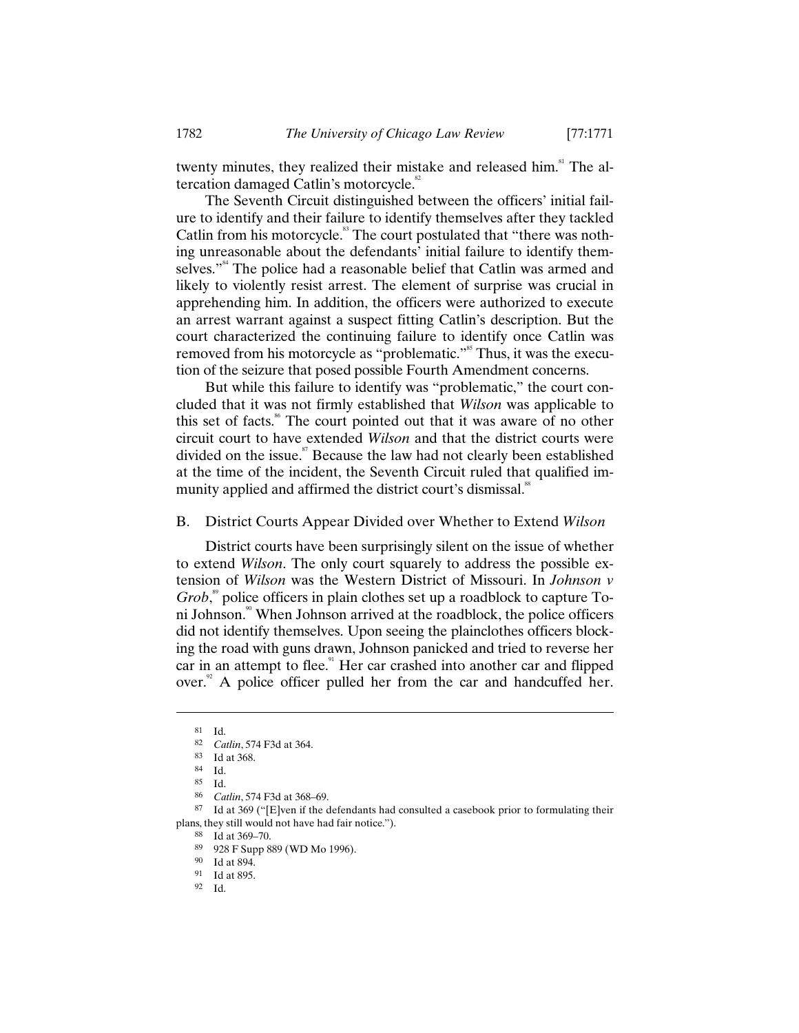twenty minutes, they realized their mistake and released him.[81] The altercation damaged Catlin's motorcycle.[82]

The Seventh Circuit distinguished between the officers' initial failure to identify and their failure to identify themselves after they tackled Catlin from his motorcycle.[83] The court postulated that "there was nothing unreasonable about the defendants' initial failure to identify themselves."[84] The police had a reasonable belief that Catlin was armed and likely to violently resist arrest. The element of surprise was crucial in apprehending him. In addition, the officers were authorized to execute an arrest warrant against a suspect fitting Catlin's description. But the court characterized the continuing failure to identify once Catlin was removed from his motorcycle as "problematic."[85] Thus, it was the execution of the seizure that posed possible Fourth Amendment concerns.

But while this failure to identify was "problematic," the court concluded that it was not firmly established that *Wilson* was applicable to this set of facts.[86] The court pointed out that it was aware of no other circuit court to have extended *Wilson* and that the district courts were divided on the issue.[87] Because the law had not clearly been established at the time of the incident, the Seventh Circuit ruled that qualified immunity applied and affirmed the district court's dismissal.[88]

## B. District Courts Appear Divided over Whether to Extend *Wilson*

District courts have been surprisingly silent on the issue of whether to extend *Wilson*. The only court squarely to address the possible extension of *Wilson* was the Western District of Missouri. In *Johnson v Grob*,[89] police officers in plain clothes set up a roadblock to capture Toni Johnson.[90] When Johnson arrived at the roadblock, the police officers did not identify themselves. Upon seeing the plainclothes officers blocking the road with guns drawn, Johnson panicked and tried to reverse her car in an attempt to flee.[91] Her car crashed into another car and flipped over.[92] A police officer pulled her from the car and handcuffed her.

---

81 Id.

82 *Catlin*, 574 F3d at 364.

83 Id at 368.

84 Id.

85 Id.

86 *Catlin*, 574 F3d at 368–69.

87 Id at 369 ("[E]ven if the defendants had consulted a casebook prior to formulating their plans, they still would not have had fair notice.").

88 Id at 369–70.

89 928 F Supp 889 (WD Mo 1996).

90 Id at 894.

91 Id at 895.

92 Id.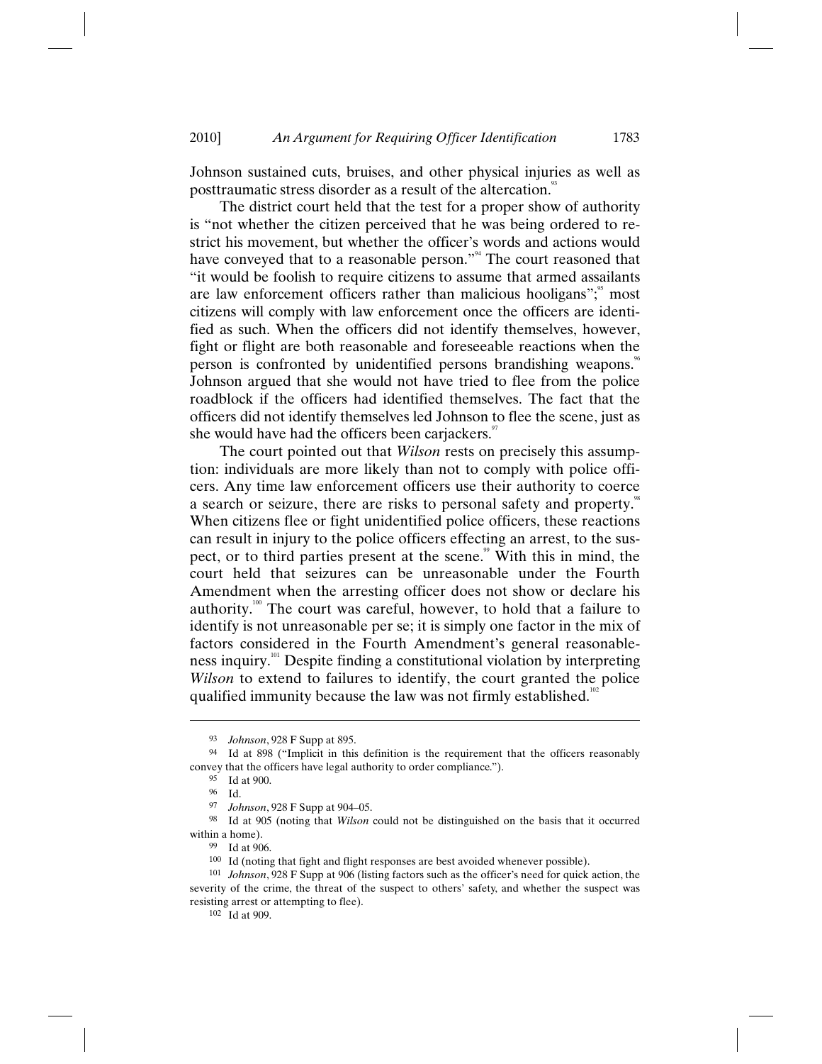Johnson sustained cuts, bruises, and other physical injuries as well as posttraumatic stress disorder as a result of the altercation.[93]

The district court held that the test for a proper show of authority is "not whether the citizen perceived that he was being ordered to restrict his movement, but whether the officer's words and actions would have conveyed that to a reasonable person."[94] The court reasoned that "it would be foolish to require citizens to assume that armed assailants are law enforcement officers rather than malicious hooligans";[95] most citizens will comply with law enforcement once the officers are identified as such. When the officers did not identify themselves, however, fight or flight are both reasonable and foreseeable reactions when the person is confronted by unidentified persons brandishing weapons.[96] Johnson argued that she would not have tried to flee from the police roadblock if the officers had identified themselves. The fact that the officers did not identify themselves led Johnson to flee the scene, just as she would have had the officers been carjackers.[97]

The court pointed out that *Wilson* rests on precisely this assumption: individuals are more likely than not to comply with police officers. Any time law enforcement officers use their authority to coerce a search or seizure, there are risks to personal safety and property.[98] When citizens flee or fight unidentified police officers, these reactions can result in injury to the police officers effecting an arrest, to the suspect, or to third parties present at the scene.[99] With this in mind, the court held that seizures can be unreasonable under the Fourth Amendment when the arresting officer does not show or declare his authority.[100] The court was careful, however, to hold that a failure to identify is not unreasonable per se; it is simply one factor in the mix of factors considered in the Fourth Amendment's general reasonableness inquiry.[101] Despite finding a constitutional violation by interpreting *Wilson* to extend to failures to identify, the court granted the police qualified immunity because the law was not firmly established.[102]

---

[93] *Johnson*, 928 F Supp at 895.

[94] Id at 898 ("Implicit in this definition is the requirement that the officers reasonably convey that the officers have legal authority to order compliance.").

[95] Id at 900.

[96] Id.

[97] *Johnson*, 928 F Supp at 904–05.

[98] Id at 905 (noting that *Wilson* could not be distinguished on the basis that it occurred within a home).

[99] Id at 906.

[100] Id (noting that fight and flight responses are best avoided whenever possible).

[101] *Johnson*, 928 F Supp at 906 (listing factors such as the officer's need for quick action, the severity of the crime, the threat of the suspect to others' safety, and whether the suspect was resisting arrest or attempting to flee).

[102] Id at 909.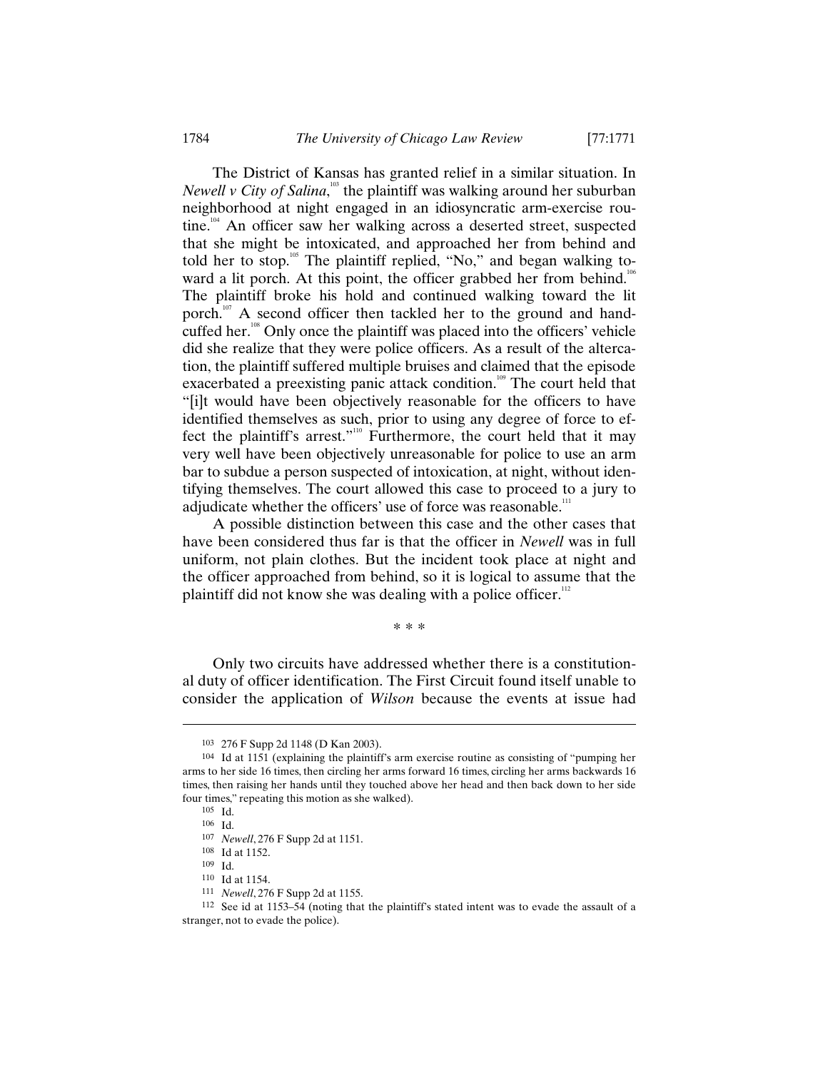The District of Kansas has granted relief in a similar situation. In *Newell v City of Salina*,[103] the plaintiff was walking around her suburban neighborhood at night engaged in an idiosyncratic arm-exercise routine.[104] An officer saw her walking across a deserted street, suspected that she might be intoxicated, and approached her from behind and told her to stop.[105] The plaintiff replied, "No," and began walking toward a lit porch. At this point, the officer grabbed her from behind.[106] The plaintiff broke his hold and continued walking toward the lit porch.[107] A second officer then tackled her to the ground and handcuffed her.[108] Only once the plaintiff was placed into the officers' vehicle did she realize that they were police officers. As a result of the altercation, the plaintiff suffered multiple bruises and claimed that the episode exacerbated a preexisting panic attack condition.[109] The court held that "[i]t would have been objectively reasonable for the officers to have identified themselves as such, prior to using any degree of force to effect the plaintiff's arrest."[110] Furthermore, the court held that it may very well have been objectively unreasonable for police to use an arm bar to subdue a person suspected of intoxication, at night, without identifying themselves. The court allowed this case to proceed to a jury to adjudicate whether the officers' use of force was reasonable.[111]

A possible distinction between this case and the other cases that have been considered thus far is that the officer in *Newell* was in full uniform, not plain clothes. But the incident took place at night and the officer approached from behind, so it is logical to assume that the plaintiff did not know she was dealing with a police officer.[112]

\* \* \*

Only two circuits have addressed whether there is a constitutional duty of officer identification. The First Circuit found itself unable to consider the application of *Wilson* because the events at issue had

---

103 276 F Supp 2d 1148 (D Kan 2003).

104 Id at 1151 (explaining the plaintiff's arm exercise routine as consisting of "pumping her arms to her side 16 times, then circling her arms forward 16 times, circling her arms backwards 16 times, then raising her hands until they touched above her head and then back down to her side four times," repeating this motion as she walked).

105 Id.

106 Id.

107 *Newell*, 276 F Supp 2d at 1151.

108 Id at 1152.

109 Id.

110 Id at 1154.

111 *Newell*, 276 F Supp 2d at 1155.

112 See id at 1153–54 (noting that the plaintiff's stated intent was to evade the assault of a stranger, not to evade the police).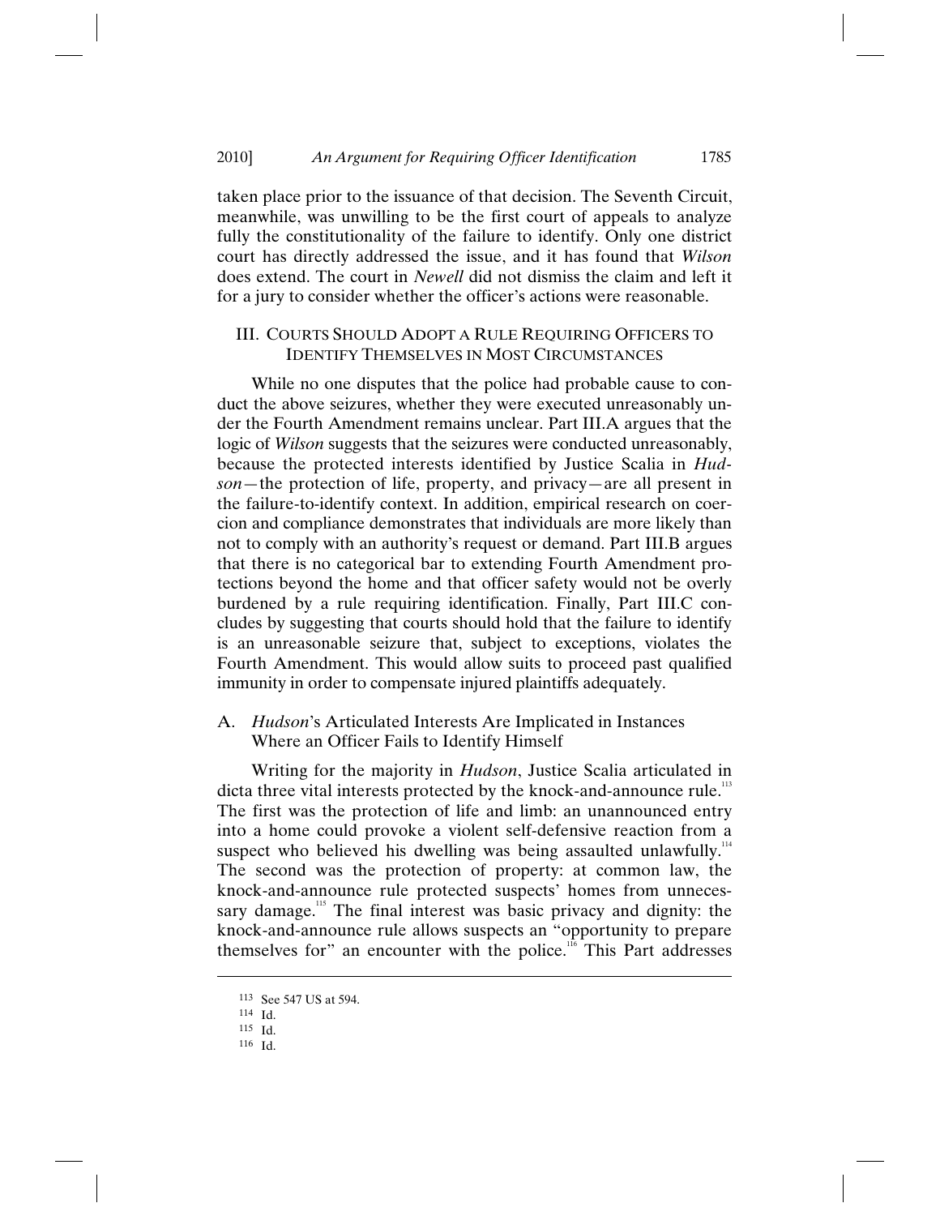taken place prior to the issuance of that decision. The Seventh Circuit, meanwhile, was unwilling to be the first court of appeals to analyze fully the constitutionality of the failure to identify. Only one district court has directly addressed the issue, and it has found that *Wilson* does extend. The court in *Newell* did not dismiss the claim and left it for a jury to consider whether the officer's actions were reasonable.

## III. Courts Should Adopt a Rule Requiring Officers to Identify Themselves in Most Circumstances

While no one disputes that the police had probable cause to conduct the above seizures, whether they were executed unreasonably under the Fourth Amendment remains unclear. Part III.A argues that the logic of *Wilson* suggests that the seizures were conducted unreasonably, because the protected interests identified by Justice Scalia in *Hudson*—the protection of life, property, and privacy—are all present in the failure-to-identify context. In addition, empirical research on coercion and compliance demonstrates that individuals are more likely than not to comply with an authority's request or demand. Part III.B argues that there is no categorical bar to extending Fourth Amendment protections beyond the home and that officer safety would not be overly burdened by a rule requiring identification. Finally, Part III.C concludes by suggesting that courts should hold that the failure to identify is an unreasonable seizure that, subject to exceptions, violates the Fourth Amendment. This would allow suits to proceed past qualified immunity in order to compensate injured plaintiffs adequately.

### A. *Hudson*'s Articulated Interests Are Implicated in Instances Where an Officer Fails to Identify Himself

Writing for the majority in *Hudson*, Justice Scalia articulated in dicta three vital interests protected by the knock-and-announce rule.[113] The first was the protection of life and limb: an unannounced entry into a home could provoke a violent self-defensive reaction from a suspect who believed his dwelling was being assaulted unlawfully.[114] The second was the protection of property: at common law, the knock-and-announce rule protected suspects' homes from unnecessary damage.[115] The final interest was basic privacy and dignity: the knock-and-announce rule allows suspects an "opportunity to prepare themselves for" an encounter with the police.[116] This Part addresses

---

[113] See 547 US at 594.

[114] Id.

[115] Id.

[116] Id.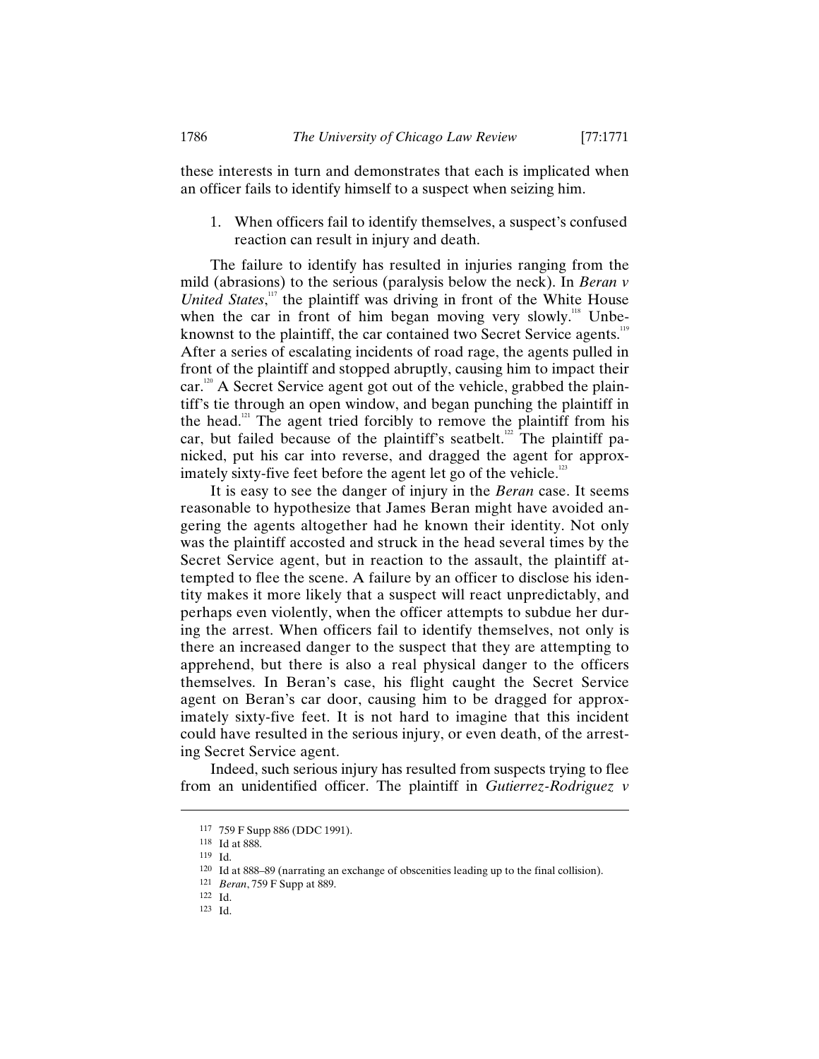these interests in turn and demonstrates that each is implicated when an officer fails to identify himself to a suspect when seizing him.

1. When officers fail to identify themselves, a suspect's confused reaction can result in injury and death.

The failure to identify has resulted in injuries ranging from the mild (abrasions) to the serious (paralysis below the neck). In *Beran v United States*,[117] the plaintiff was driving in front of the White House when the car in front of him began moving very slowly.[118] Unbeknownst to the plaintiff, the car contained two Secret Service agents.[119] After a series of escalating incidents of road rage, the agents pulled in front of the plaintiff and stopped abruptly, causing him to impact their car.[120] A Secret Service agent got out of the vehicle, grabbed the plaintiff's tie through an open window, and began punching the plaintiff in the head.[121] The agent tried forcibly to remove the plaintiff from his car, but failed because of the plaintiff's seatbelt.[122] The plaintiff panicked, put his car into reverse, and dragged the agent for approximately sixty-five feet before the agent let go of the vehicle.[123]

It is easy to see the danger of injury in the *Beran* case. It seems reasonable to hypothesize that James Beran might have avoided angering the agents altogether had he known their identity. Not only was the plaintiff accosted and struck in the head several times by the Secret Service agent, but in reaction to the assault, the plaintiff attempted to flee the scene. A failure by an officer to disclose his identity makes it more likely that a suspect will react unpredictably, and perhaps even violently, when the officer attempts to subdue her during the arrest. When officers fail to identify themselves, not only is there an increased danger to the suspect that they are attempting to apprehend, but there is also a real physical danger to the officers themselves. In Beran's case, his flight caught the Secret Service agent on Beran's car door, causing him to be dragged for approximately sixty-five feet. It is not hard to imagine that this incident could have resulted in the serious injury, or even death, of the arresting Secret Service agent.

Indeed, such serious injury has resulted from suspects trying to flee from an unidentified officer. The plaintiff in *Gutierrez-Rodriguez v*

---

117 759 F Supp 886 (DDC 1991).

118 Id at 888.

119 Id.

120 Id at 888–89 (narrating an exchange of obscenities leading up to the final collision).

121 *Beran*, 759 F Supp at 889.

122 Id.

123 Id.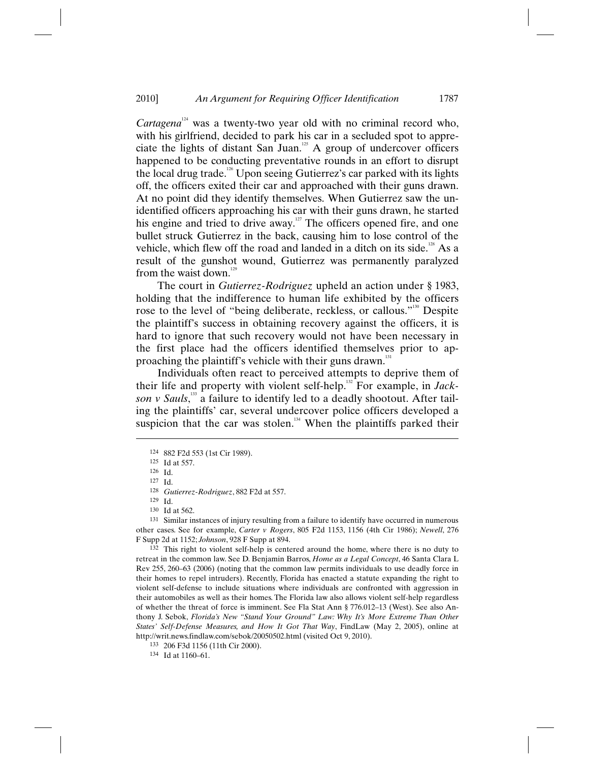*Cartagena*[124] was a twenty-two year old with no criminal record who, with his girlfriend, decided to park his car in a secluded spot to appreciate the lights of distant San Juan.[125] A group of undercover officers happened to be conducting preventative rounds in an effort to disrupt the local drug trade.[126] Upon seeing Gutierrez's car parked with its lights off, the officers exited their car and approached with their guns drawn. At no point did they identify themselves. When Gutierrez saw the unidentified officers approaching his car with their guns drawn, he started his engine and tried to drive away.[127] The officers opened fire, and one bullet struck Gutierrez in the back, causing him to lose control of the vehicle, which flew off the road and landed in a ditch on its side.[128] As a result of the gunshot wound, Gutierrez was permanently paralyzed from the waist down.[129]

The court in *Gutierrez-Rodriguez* upheld an action under § 1983, holding that the indifference to human life exhibited by the officers rose to the level of "being deliberate, reckless, or callous."[130] Despite the plaintiff's success in obtaining recovery against the officers, it is hard to ignore that such recovery would not have been necessary in the first place had the officers identified themselves prior to approaching the plaintiff's vehicle with their guns drawn.[131]

Individuals often react to perceived attempts to deprive them of their life and property with violent self-help.[132] For example, in *Jackson v Sauls*,[133] a failure to identify led to a deadly shootout. After tailing the plaintiffs' car, several undercover police officers developed a suspicion that the car was stolen.[134] When the plaintiffs parked their

---

124 882 F2d 553 (1st Cir 1989).

125 Id at 557.

126 Id.

127 Id.

128 *Gutierrez-Rodriguez*, 882 F2d at 557.

129 Id.

130 Id at 562.

131 Similar instances of injury resulting from a failure to identify have occurred in numerous other cases. See for example, *Carter v Rogers*, 805 F2d 1153, 1156 (4th Cir 1986); *Newell*, 276 F Supp 2d at 1152; *Johnson*, 928 F Supp at 894.

132 This right to violent self-help is centered around the home, where there is no duty to retreat in the common law. See D. Benjamin Barros, *Home as a Legal Concept*, 46 Santa Clara L Rev 255, 260–63 (2006) (noting that the common law permits individuals to use deadly force in their homes to repel intruders). Recently, Florida has enacted a statute expanding the right to violent self-defense to include situations where individuals are confronted with aggression in their automobiles as well as their homes. The Florida law also allows violent self-help regardless of whether the threat of force is imminent. See Fla Stat Ann § 776.012–13 (West). See also Anthony J. Sebok, *Florida's New "Stand Your Ground" Law: Why It's More Extreme Than Other States' Self-Defense Measures, and How It Got That Way*, FindLaw (May 2, 2005), online at http://writ.news.findlaw.com/sebok/20050502.html (visited Oct 9, 2010).

133 206 F3d 1156 (11th Cir 2000).

134 Id at 1160–61.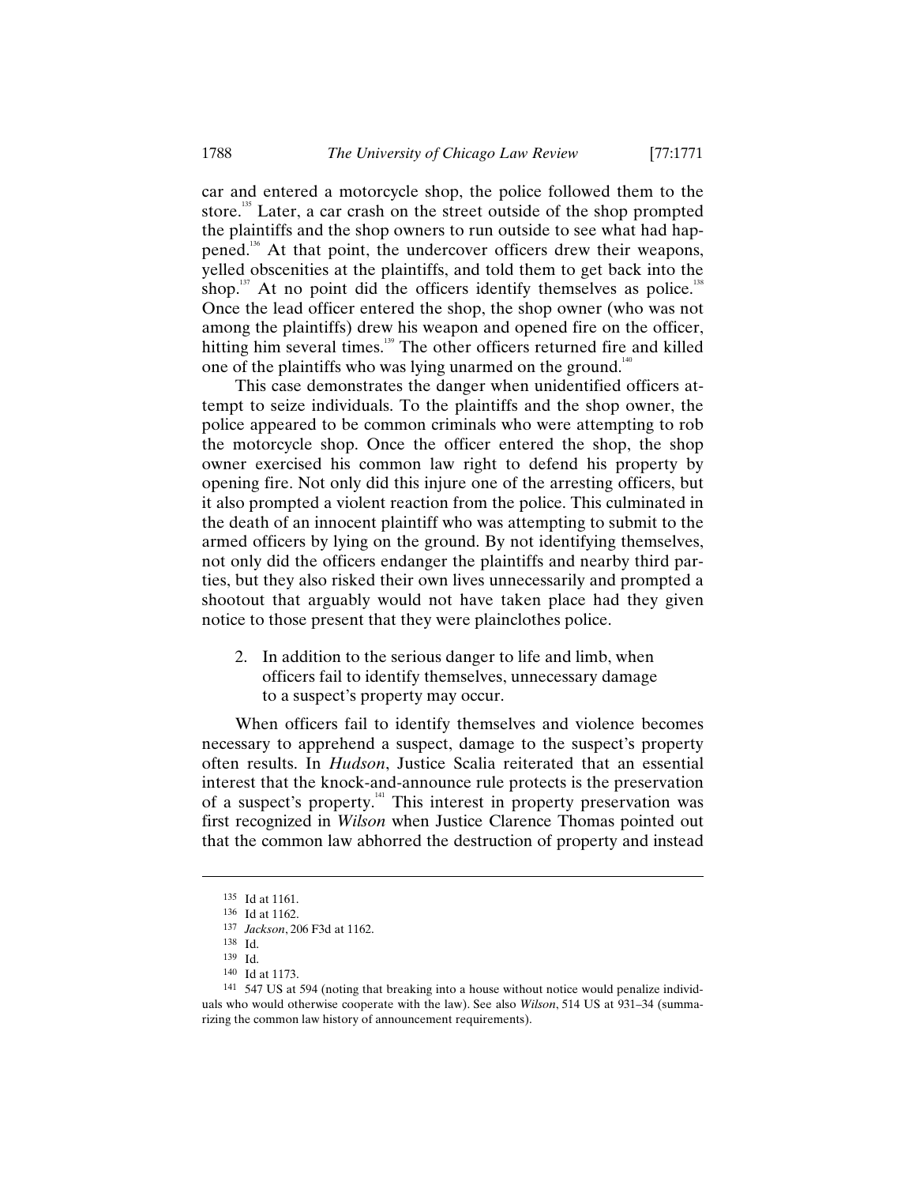car and entered a motorcycle shop, the police followed them to the store.[135] Later, a car crash on the street outside of the shop prompted the plaintiffs and the shop owners to run outside to see what had happened.[136] At that point, the undercover officers drew their weapons, yelled obscenities at the plaintiffs, and told them to get back into the shop.[137] At no point did the officers identify themselves as police.[138] Once the lead officer entered the shop, the shop owner (who was not among the plaintiffs) drew his weapon and opened fire on the officer, hitting him several times.[139] The other officers returned fire and killed one of the plaintiffs who was lying unarmed on the ground.[140]

This case demonstrates the danger when unidentified officers attempt to seize individuals. To the plaintiffs and the shop owner, the police appeared to be common criminals who were attempting to rob the motorcycle shop. Once the officer entered the shop, the shop owner exercised his common law right to defend his property by opening fire. Not only did this injure one of the arresting officers, but it also prompted a violent reaction from the police. This culminated in the death of an innocent plaintiff who was attempting to submit to the armed officers by lying on the ground. By not identifying themselves, not only did the officers endanger the plaintiffs and nearby third parties, but they also risked their own lives unnecessarily and prompted a shootout that arguably would not have taken place had they given notice to those present that they were plainclothes police.

2. In addition to the serious danger to life and limb, when officers fail to identify themselves, unnecessary damage to a suspect's property may occur.

When officers fail to identify themselves and violence becomes necessary to apprehend a suspect, damage to the suspect's property often results. In *Hudson*, Justice Scalia reiterated that an essential interest that the knock-and-announce rule protects is the preservation of a suspect's property.[141] This interest in property preservation was first recognized in *Wilson* when Justice Clarence Thomas pointed out that the common law abhorred the destruction of property and instead

---

135 Id at 1161.

136 Id at 1162.

137 *Jackson*, 206 F3d at 1162.

138 Id.

139 Id.

140 Id at 1173.

141 547 US at 594 (noting that breaking into a house without notice would penalize individuals who would otherwise cooperate with the law). See also *Wilson*, 514 US at 931–34 (summarizing the common law history of announcement requirements).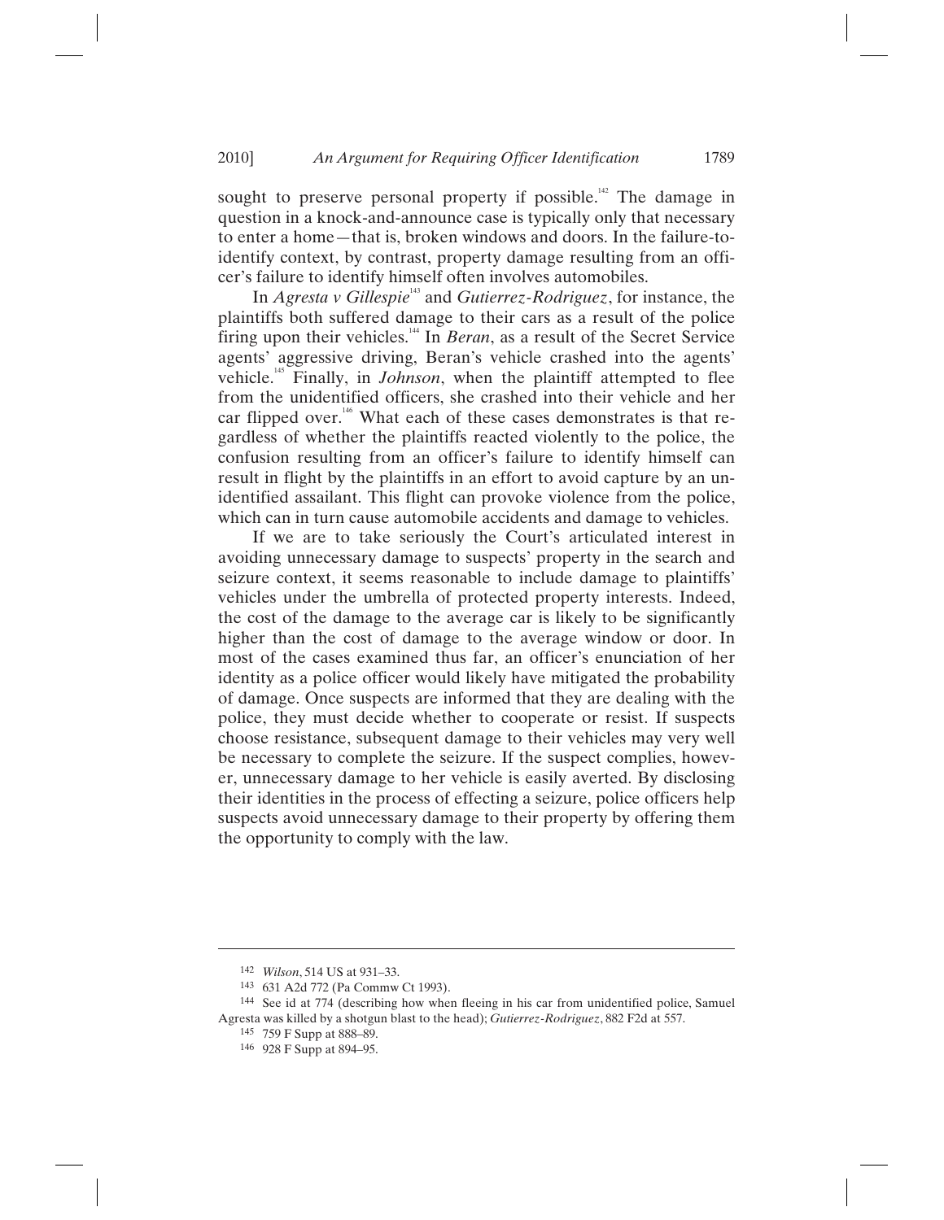sought to preserve personal property if possible.[142] The damage in question in a knock-and-announce case is typically only that necessary to enter a home—that is, broken windows and doors. In the failure-to-identify context, by contrast, property damage resulting from an officer's failure to identify himself often involves automobiles.

In *Agresta v Gillespie*[143] and *Gutierrez-Rodriguez*, for instance, the plaintiffs both suffered damage to their cars as a result of the police firing upon their vehicles.[144] In *Beran*, as a result of the Secret Service agents' aggressive driving, Beran's vehicle crashed into the agents' vehicle.[145] Finally, in *Johnson*, when the plaintiff attempted to flee from the unidentified officers, she crashed into their vehicle and her car flipped over.[146] What each of these cases demonstrates is that regardless of whether the plaintiffs reacted violently to the police, the confusion resulting from an officer's failure to identify himself can result in flight by the plaintiffs in an effort to avoid capture by an unidentified assailant. This flight can provoke violence from the police, which can in turn cause automobile accidents and damage to vehicles.

If we are to take seriously the Court's articulated interest in avoiding unnecessary damage to suspects' property in the search and seizure context, it seems reasonable to include damage to plaintiffs' vehicles under the umbrella of protected property interests. Indeed, the cost of the damage to the average car is likely to be significantly higher than the cost of damage to the average window or door. In most of the cases examined thus far, an officer's enunciation of her identity as a police officer would likely have mitigated the probability of damage. Once suspects are informed that they are dealing with the police, they must decide whether to cooperate or resist. If suspects choose resistance, subsequent damage to their vehicles may very well be necessary to complete the seizure. If the suspect complies, however, unnecessary damage to her vehicle is easily averted. By disclosing their identities in the process of effecting a seizure, police officers help suspects avoid unnecessary damage to their property by offering them the opportunity to comply with the law.

---

142 *Wilson*, 514 US at 931–33.

143 631 A2d 772 (Pa Commw Ct 1993).

144 See id at 774 (describing how when fleeing in his car from unidentified police, Samuel Agresta was killed by a shotgun blast to the head); *Gutierrez-Rodriguez*, 882 F2d at 557.

145 759 F Supp at 888–89.

146 928 F Supp at 894–95.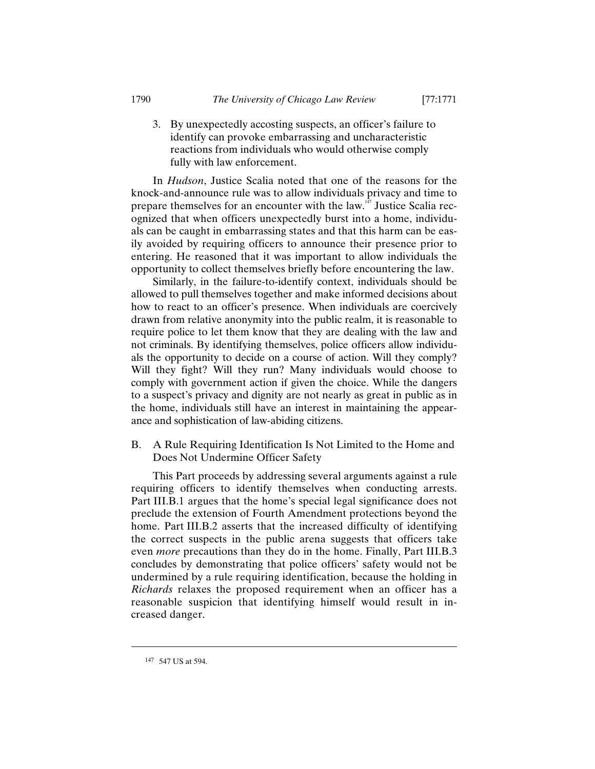3. By unexpectedly accosting suspects, an officer's failure to identify can provoke embarrassing and uncharacteristic reactions from individuals who would otherwise comply fully with law enforcement.

In *Hudson*, Justice Scalia noted that one of the reasons for the knock-and-announce rule was to allow individuals privacy and time to prepare themselves for an encounter with the law.[147] Justice Scalia recognized that when officers unexpectedly burst into a home, individuals can be caught in embarrassing states and that this harm can be easily avoided by requiring officers to announce their presence prior to entering. He reasoned that it was important to allow individuals the opportunity to collect themselves briefly before encountering the law.

Similarly, in the failure-to-identify context, individuals should be allowed to pull themselves together and make informed decisions about how to react to an officer's presence. When individuals are coercively drawn from relative anonymity into the public realm, it is reasonable to require police to let them know that they are dealing with the law and not criminals. By identifying themselves, police officers allow individuals the opportunity to decide on a course of action. Will they comply? Will they fight? Will they run? Many individuals would choose to comply with government action if given the choice. While the dangers to a suspect's privacy and dignity are not nearly as great in public as in the home, individuals still have an interest in maintaining the appearance and sophistication of law-abiding citizens.

### B. A Rule Requiring Identification Is Not Limited to the Home and Does Not Undermine Officer Safety

This Part proceeds by addressing several arguments against a rule requiring officers to identify themselves when conducting arrests. Part III.B.1 argues that the home's special legal significance does not preclude the extension of Fourth Amendment protections beyond the home. Part III.B.2 asserts that the increased difficulty of identifying the correct suspects in the public arena suggests that officers take even *more* precautions than they do in the home. Finally, Part III.B.3 concludes by demonstrating that police officers' safety would not be undermined by a rule requiring identification, because the holding in *Richards* relaxes the proposed requirement when an officer has a reasonable suspicion that identifying himself would result in increased danger.

---

[147] 547 US at 594.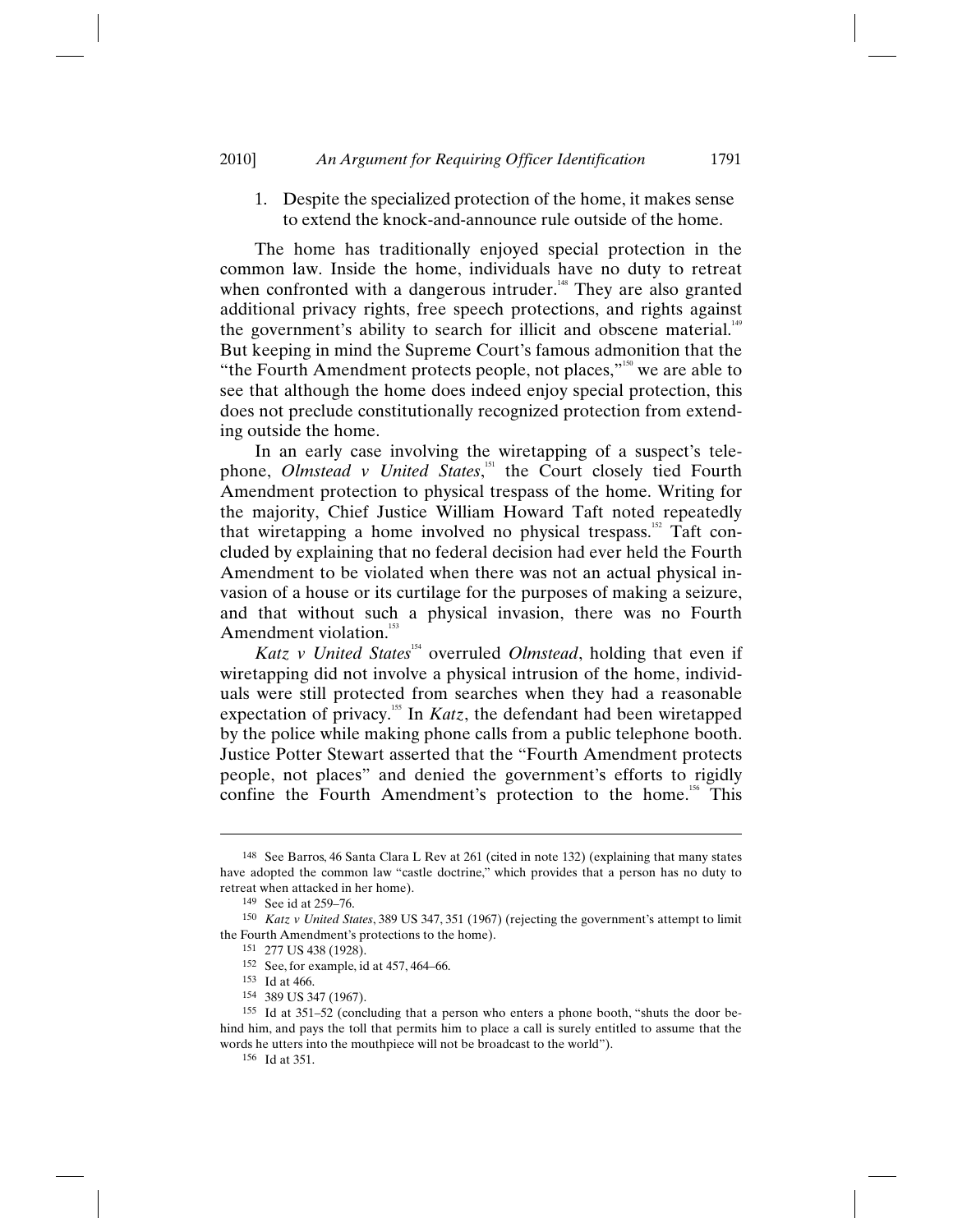1. Despite the specialized protection of the home, it makes sense to extend the knock-and-announce rule outside of the home.

The home has traditionally enjoyed special protection in the common law. Inside the home, individuals have no duty to retreat when confronted with a dangerous intruder.[148] They are also granted additional privacy rights, free speech protections, and rights against the government's ability to search for illicit and obscene material.[149] But keeping in mind the Supreme Court's famous admonition that the "the Fourth Amendment protects people, not places,"[150] we are able to see that although the home does indeed enjoy special protection, this does not preclude constitutionally recognized protection from extending outside the home.

In an early case involving the wiretapping of a suspect's telephone, *Olmstead v United States*,[151] the Court closely tied Fourth Amendment protection to physical trespass of the home. Writing for the majority, Chief Justice William Howard Taft noted repeatedly that wiretapping a home involved no physical trespass.[152] Taft concluded by explaining that no federal decision had ever held the Fourth Amendment to be violated when there was not an actual physical invasion of a house or its curtilage for the purposes of making a seizure, and that without such a physical invasion, there was no Fourth Amendment violation.[153]

*Katz v United States*[154] overruled *Olmstead*, holding that even if wiretapping did not involve a physical intrusion of the home, individuals were still protected from searches when they had a reasonable expectation of privacy.[155] In *Katz*, the defendant had been wiretapped by the police while making phone calls from a public telephone booth. Justice Potter Stewart asserted that the "Fourth Amendment protects people, not places" and denied the government's efforts to rigidly confine the Fourth Amendment's protection to the home.[156] This

---

148 See Barros, 46 Santa Clara L Rev at 261 (cited in note 132) (explaining that many states have adopted the common law "castle doctrine," which provides that a person has no duty to retreat when attacked in her home).

149 See id at 259–76.

150 *Katz v United States*, 389 US 347, 351 (1967) (rejecting the government's attempt to limit the Fourth Amendment's protections to the home).

151 277 US 438 (1928).

152 See, for example, id at 457, 464–66.

153 Id at 466.

154 389 US 347 (1967).

155 Id at 351–52 (concluding that a person who enters a phone booth, "shuts the door behind him, and pays the toll that permits him to place a call is surely entitled to assume that the words he utters into the mouthpiece will not be broadcast to the world").

156 Id at 351.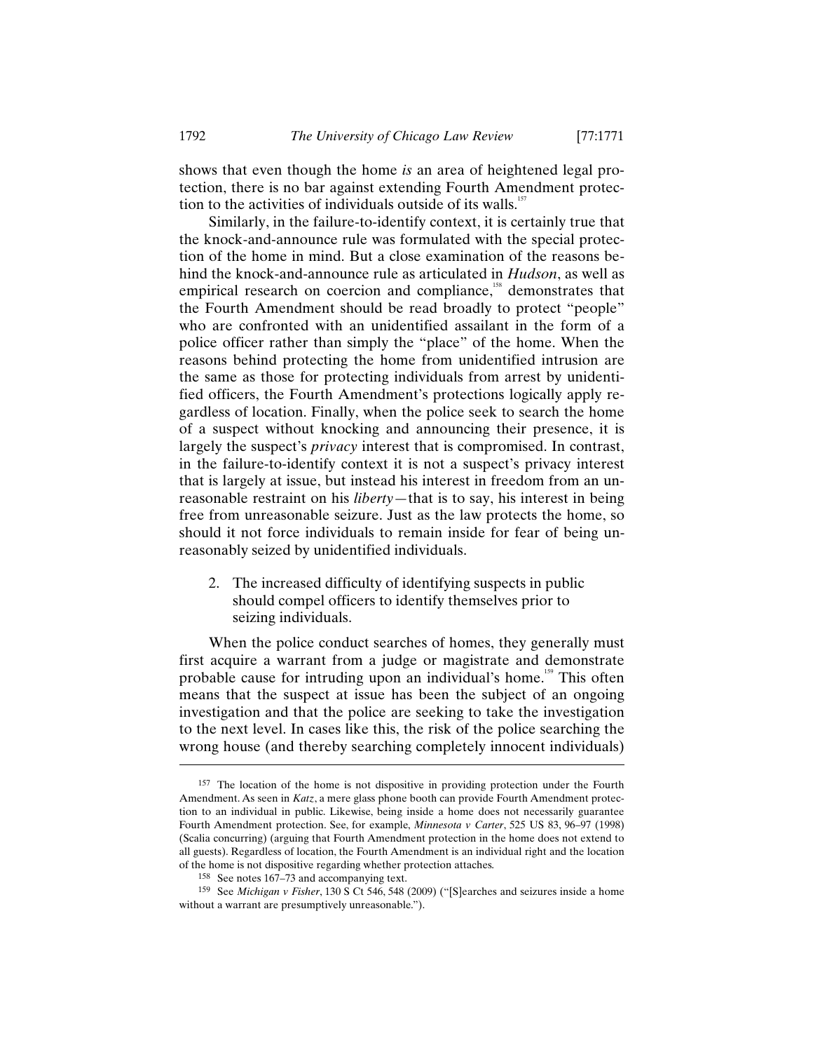shows that even though the home *is* an area of heightened legal protection, there is no bar against extending Fourth Amendment protection to the activities of individuals outside of its walls.[157]

Similarly, in the failure-to-identify context, it is certainly true that the knock-and-announce rule was formulated with the special protection of the home in mind. But a close examination of the reasons behind the knock-and-announce rule as articulated in *Hudson*, as well as empirical research on coercion and compliance,[158] demonstrates that the Fourth Amendment should be read broadly to protect "people" who are confronted with an unidentified assailant in the form of a police officer rather than simply the "place" of the home. When the reasons behind protecting the home from unidentified intrusion are the same as those for protecting individuals from arrest by unidentified officers, the Fourth Amendment's protections logically apply regardless of location. Finally, when the police seek to search the home of a suspect without knocking and announcing their presence, it is largely the suspect's *privacy* interest that is compromised. In contrast, in the failure-to-identify context it is not a suspect's privacy interest that is largely at issue, but instead his interest in freedom from an unreasonable restraint on his *liberty*—that is to say, his interest in being free from unreasonable seizure. Just as the law protects the home, so should it not force individuals to remain inside for fear of being unreasonably seized by unidentified individuals.

2. The increased difficulty of identifying suspects in public should compel officers to identify themselves prior to seizing individuals.

When the police conduct searches of homes, they generally must first acquire a warrant from a judge or magistrate and demonstrate probable cause for intruding upon an individual's home.[159] This often means that the suspect at issue has been the subject of an ongoing investigation and that the police are seeking to take the investigation to the next level. In cases like this, the risk of the police searching the wrong house (and thereby searching completely innocent individuals)

---

[157] The location of the home is not dispositive in providing protection under the Fourth Amendment. As seen in *Katz*, a mere glass phone booth can provide Fourth Amendment protection to an individual in public. Likewise, being inside a home does not necessarily guarantee Fourth Amendment protection. See, for example, *Minnesota v Carter*, 525 US 83, 96–97 (1998) (Scalia concurring) (arguing that Fourth Amendment protection in the home does not extend to all guests). Regardless of location, the Fourth Amendment is an individual right and the location of the home is not dispositive regarding whether protection attaches.

[158] See notes 167–73 and accompanying text.

[159] See *Michigan v Fisher*, 130 S Ct 546, 548 (2009) ("[S]earches and seizures inside a home without a warrant are presumptively unreasonable.").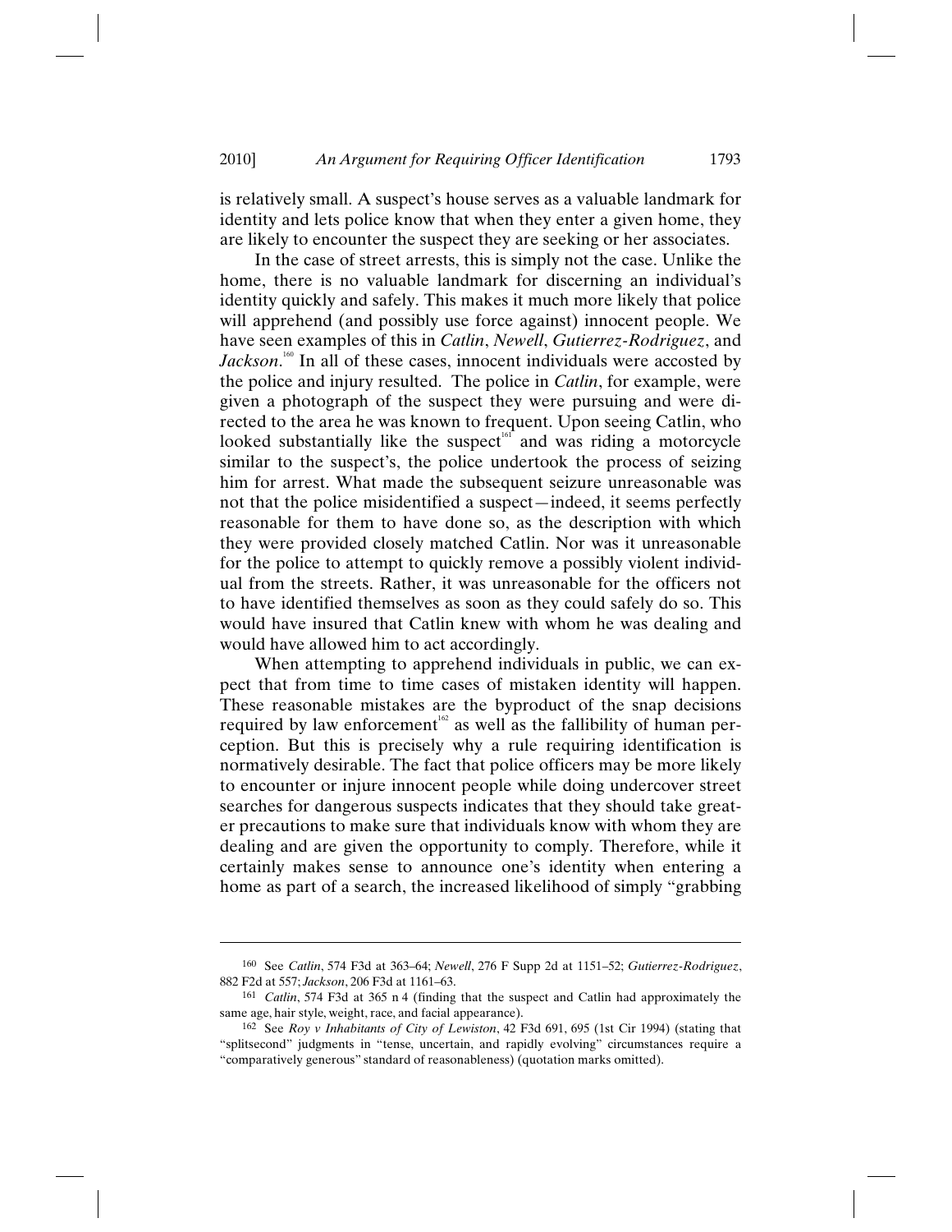is relatively small. A suspect's house serves as a valuable landmark for identity and lets police know that when they enter a given home, they are likely to encounter the suspect they are seeking or her associates.

In the case of street arrests, this is simply not the case. Unlike the home, there is no valuable landmark for discerning an individual's identity quickly and safely. This makes it much more likely that police will apprehend (and possibly use force against) innocent people. We have seen examples of this in *Catlin*, *Newell*, *Gutierrez-Rodriguez*, and *Jackson*.[160] In all of these cases, innocent individuals were accosted by the police and injury resulted. The police in *Catlin*, for example, were given a photograph of the suspect they were pursuing and were directed to the area he was known to frequent. Upon seeing Catlin, who looked substantially like the suspect[161] and was riding a motorcycle similar to the suspect's, the police undertook the process of seizing him for arrest. What made the subsequent seizure unreasonable was not that the police misidentified a suspect—indeed, it seems perfectly reasonable for them to have done so, as the description with which they were provided closely matched Catlin. Nor was it unreasonable for the police to attempt to quickly remove a possibly violent individual from the streets. Rather, it was unreasonable for the officers not to have identified themselves as soon as they could safely do so. This would have insured that Catlin knew with whom he was dealing and would have allowed him to act accordingly.

When attempting to apprehend individuals in public, we can expect that from time to time cases of mistaken identity will happen. These reasonable mistakes are the byproduct of the snap decisions required by law enforcement[162] as well as the fallibility of human perception. But this is precisely why a rule requiring identification is normatively desirable. The fact that police officers may be more likely to encounter or injure innocent people while doing undercover street searches for dangerous suspects indicates that they should take greater precautions to make sure that individuals know with whom they are dealing and are given the opportunity to comply. Therefore, while it certainly makes sense to announce one's identity when entering a home as part of a search, the increased likelihood of simply "grabbing

---

160 See *Catlin*, 574 F3d at 363–64; *Newell*, 276 F Supp 2d at 1151–52; *Gutierrez-Rodriguez*, 882 F2d at 557; *Jackson*, 206 F3d at 1161–63.

161 *Catlin*, 574 F3d at 365 n 4 (finding that the suspect and Catlin had approximately the same age, hair style, weight, race, and facial appearance).

162 See *Roy v Inhabitants of City of Lewiston*, 42 F3d 691, 695 (1st Cir 1994) (stating that "splitsecond" judgments in "tense, uncertain, and rapidly evolving" circumstances require a "comparatively generous" standard of reasonableness) (quotation marks omitted).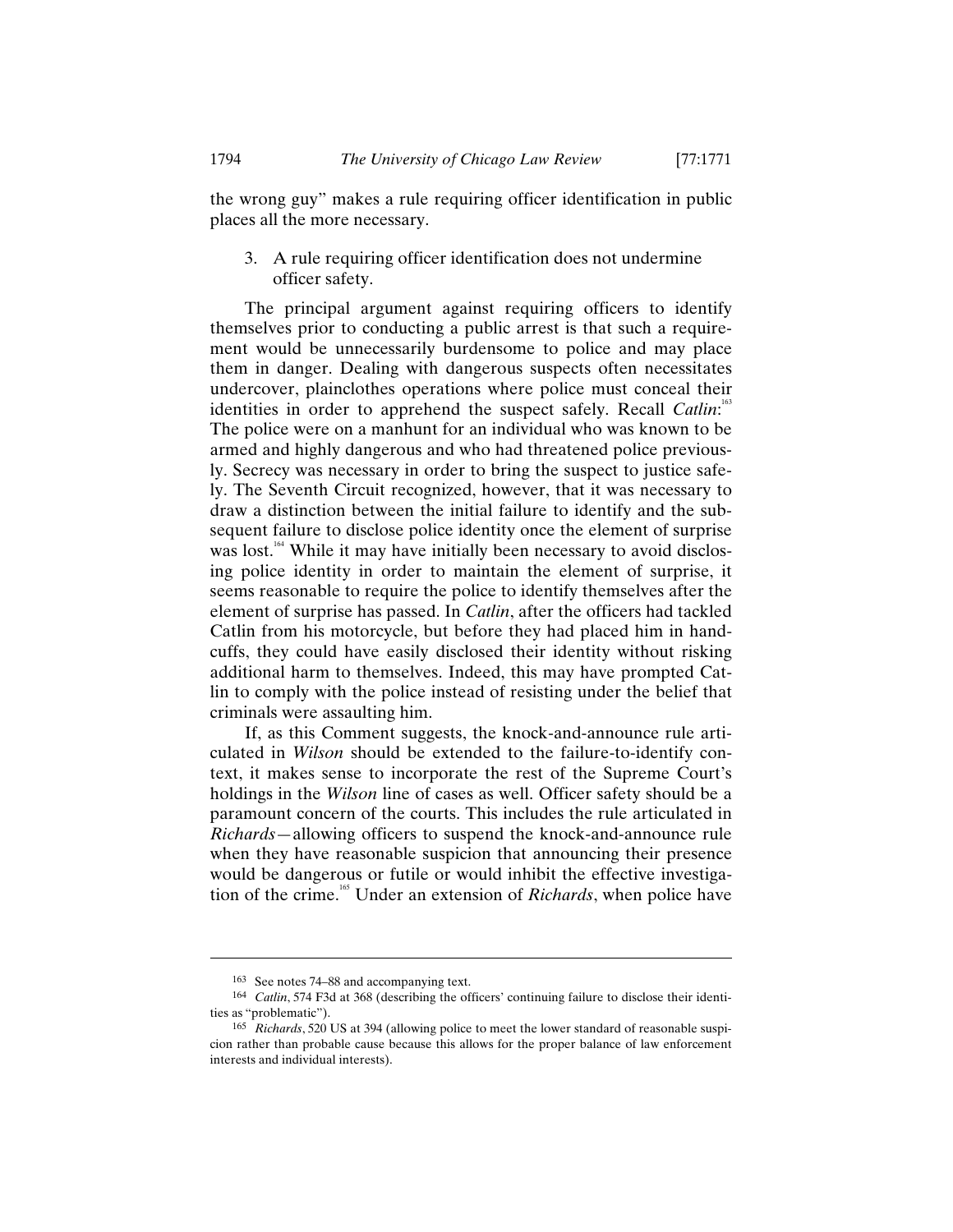the wrong guy" makes a rule requiring officer identification in public places all the more necessary.

3. A rule requiring officer identification does not undermine officer safety.

The principal argument against requiring officers to identify themselves prior to conducting a public arrest is that such a requirement would be unnecessarily burdensome to police and may place them in danger. Dealing with dangerous suspects often necessitates undercover, plainclothes operations where police must conceal their identities in order to apprehend the suspect safely. Recall *Catlin*:[163] The police were on a manhunt for an individual who was known to be armed and highly dangerous and who had threatened police previously. Secrecy was necessary in order to bring the suspect to justice safely. The Seventh Circuit recognized, however, that it was necessary to draw a distinction between the initial failure to identify and the subsequent failure to disclose police identity once the element of surprise was lost.[164] While it may have initially been necessary to avoid disclosing police identity in order to maintain the element of surprise, it seems reasonable to require the police to identify themselves after the element of surprise has passed. In *Catlin*, after the officers had tackled Catlin from his motorcycle, but before they had placed him in handcuffs, they could have easily disclosed their identity without risking additional harm to themselves. Indeed, this may have prompted Catlin to comply with the police instead of resisting under the belief that criminals were assaulting him.

If, as this Comment suggests, the knock-and-announce rule articulated in *Wilson* should be extended to the failure-to-identify context, it makes sense to incorporate the rest of the Supreme Court's holdings in the *Wilson* line of cases as well. Officer safety should be a paramount concern of the courts. This includes the rule articulated in *Richards*—allowing officers to suspend the knock-and-announce rule when they have reasonable suspicion that announcing their presence would be dangerous or futile or would inhibit the effective investigation of the crime.[165] Under an extension of *Richards*, when police have

---

[163] See notes 74–88 and accompanying text.

[164] *Catlin*, 574 F3d at 368 (describing the officers' continuing failure to disclose their identities as "problematic").

[165] *Richards*, 520 US at 394 (allowing police to meet the lower standard of reasonable suspicion rather than probable cause because this allows for the proper balance of law enforcement interests and individual interests).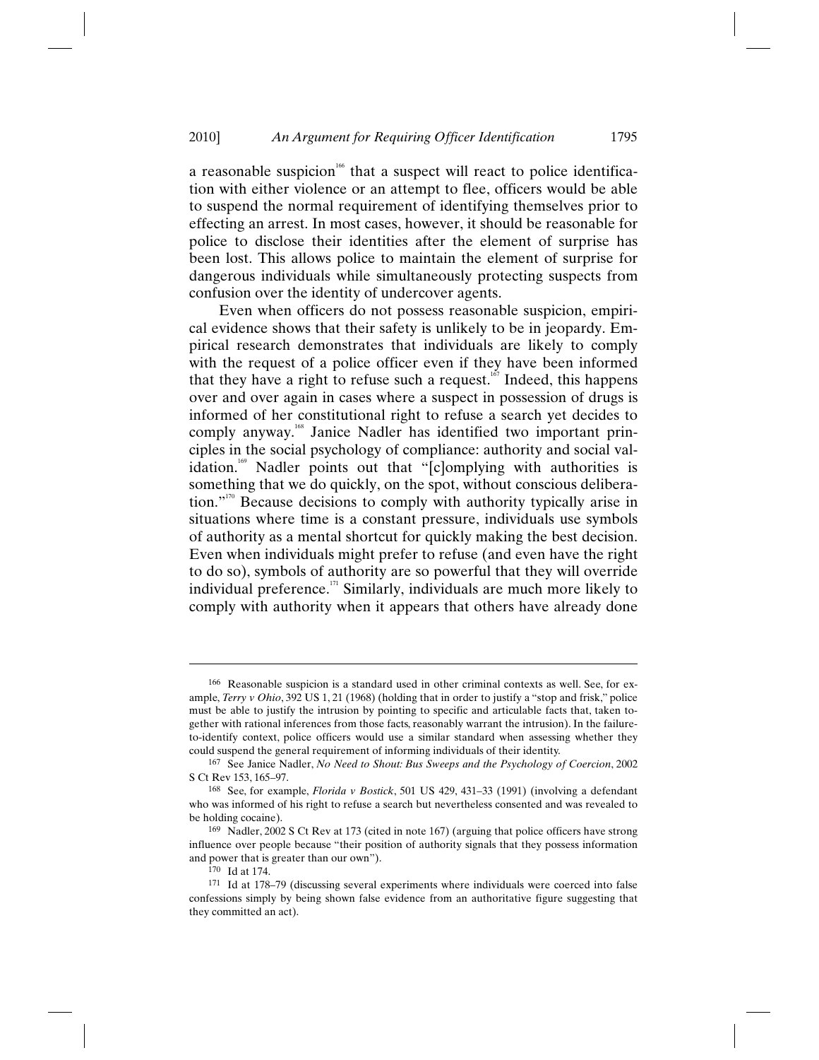a reasonable suspicion[166] that a suspect will react to police identification with either violence or an attempt to flee, officers would be able to suspend the normal requirement of identifying themselves prior to effecting an arrest. In most cases, however, it should be reasonable for police to disclose their identities after the element of surprise has been lost. This allows police to maintain the element of surprise for dangerous individuals while simultaneously protecting suspects from confusion over the identity of undercover agents.

Even when officers do not possess reasonable suspicion, empirical evidence shows that their safety is unlikely to be in jeopardy. Empirical research demonstrates that individuals are likely to comply with the request of a police officer even if they have been informed that they have a right to refuse such a request.[167] Indeed, this happens over and over again in cases where a suspect in possession of drugs is informed of her constitutional right to refuse a search yet decides to comply anyway.[168] Janice Nadler has identified two important principles in the social psychology of compliance: authority and social validation.[169] Nadler points out that "[c]omplying with authorities is something that we do quickly, on the spot, without conscious deliberation."[170] Because decisions to comply with authority typically arise in situations where time is a constant pressure, individuals use symbols of authority as a mental shortcut for quickly making the best decision. Even when individuals might prefer to refuse (and even have the right to do so), symbols of authority are so powerful that they will override individual preference.[171] Similarly, individuals are much more likely to comply with authority when it appears that others have already done

---

166 Reasonable suspicion is a standard used in other criminal contexts as well. See, for example, *Terry v Ohio*, 392 US 1, 21 (1968) (holding that in order to justify a "stop and frisk," police must be able to justify the intrusion by pointing to specific and articulable facts that, taken together with rational inferences from those facts, reasonably warrant the intrusion). In the failure-to-identify context, police officers would use a similar standard when assessing whether they could suspend the general requirement of informing individuals of their identity.

167 See Janice Nadler, *No Need to Shout: Bus Sweeps and the Psychology of Coercion*, 2002 S Ct Rev 153, 165–97.

168 See, for example, *Florida v Bostick*, 501 US 429, 431–33 (1991) (involving a defendant who was informed of his right to refuse a search but nevertheless consented and was revealed to be holding cocaine).

169 Nadler, 2002 S Ct Rev at 173 (cited in note 167) (arguing that police officers have strong influence over people because "their position of authority signals that they possess information and power that is greater than our own").

170 Id at 174.

171 Id at 178–79 (discussing several experiments where individuals were coerced into false confessions simply by being shown false evidence from an authoritative figure suggesting that they committed an act).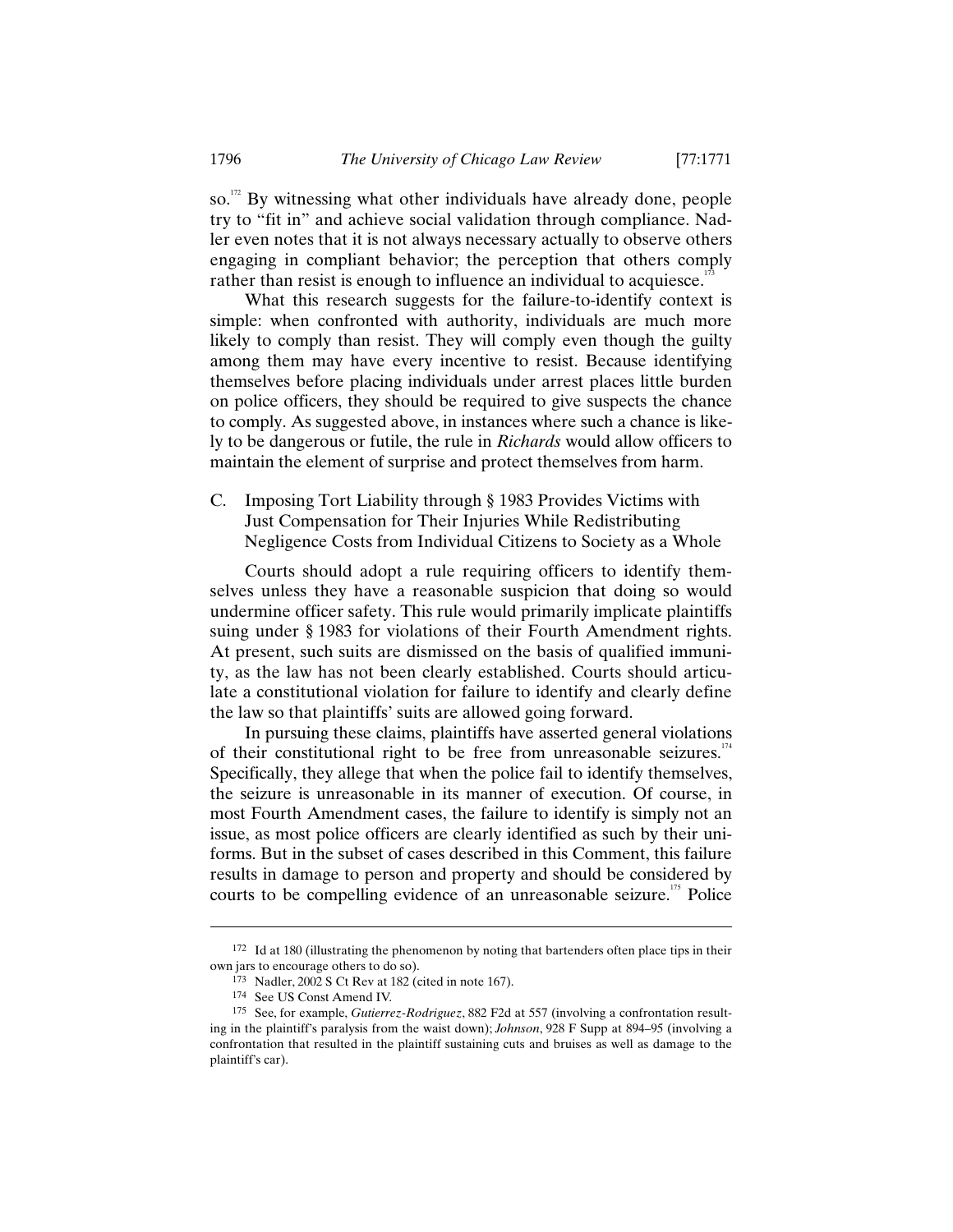so.[172] By witnessing what other individuals have already done, people try to "fit in" and achieve social validation through compliance. Nadler even notes that it is not always necessary actually to observe others engaging in compliant behavior; the perception that others comply rather than resist is enough to influence an individual to acquiesce.[173]

What this research suggests for the failure-to-identify context is simple: when confronted with authority, individuals are much more likely to comply than resist. They will comply even though the guilty among them may have every incentive to resist. Because identifying themselves before placing individuals under arrest places little burden on police officers, they should be required to give suspects the chance to comply. As suggested above, in instances where such a chance is likely to be dangerous or futile, the rule in *Richards* would allow officers to maintain the element of surprise and protect themselves from harm.

### C. Imposing Tort Liability through § 1983 Provides Victims with Just Compensation for Their Injuries While Redistributing Negligence Costs from Individual Citizens to Society as a Whole

Courts should adopt a rule requiring officers to identify themselves unless they have a reasonable suspicion that doing so would undermine officer safety. This rule would primarily implicate plaintiffs suing under § 1983 for violations of their Fourth Amendment rights. At present, such suits are dismissed on the basis of qualified immunity, as the law has not been clearly established. Courts should articulate a constitutional violation for failure to identify and clearly define the law so that plaintiffs' suits are allowed going forward.

In pursuing these claims, plaintiffs have asserted general violations of their constitutional right to be free from unreasonable seizures.[174] Specifically, they allege that when the police fail to identify themselves, the seizure is unreasonable in its manner of execution. Of course, in most Fourth Amendment cases, the failure to identify is simply not an issue, as most police officers are clearly identified as such by their uniforms. But in the subset of cases described in this Comment, this failure results in damage to person and property and should be considered by courts to be compelling evidence of an unreasonable seizure.[175] Police

---

[172] Id at 180 (illustrating the phenomenon by noting that bartenders often place tips in their own jars to encourage others to do so).

[173] Nadler, 2002 S Ct Rev at 182 (cited in note 167).

[174] See US Const Amend IV.

[175] See, for example, *Gutierrez-Rodriguez*, 882 F2d at 557 (involving a confrontation resulting in the plaintiff's paralysis from the waist down); *Johnson*, 928 F Supp at 894–95 (involving a confrontation that resulted in the plaintiff sustaining cuts and bruises as well as damage to the plaintiff's car).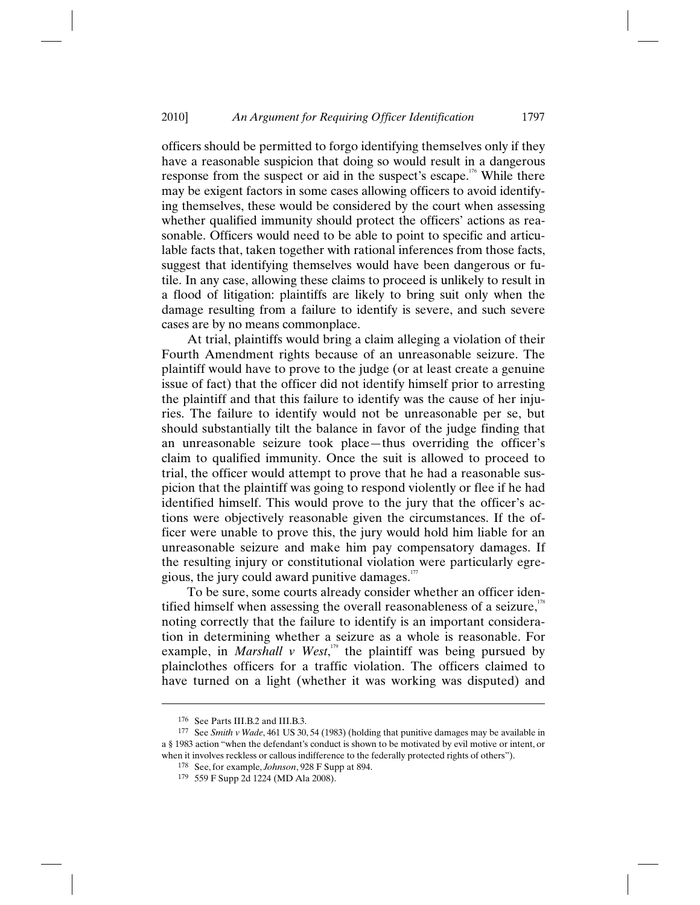officers should be permitted to forgo identifying themselves only if they have a reasonable suspicion that doing so would result in a dangerous response from the suspect or aid in the suspect's escape.[176] While there may be exigent factors in some cases allowing officers to avoid identifying themselves, these would be considered by the court when assessing whether qualified immunity should protect the officers' actions as reasonable. Officers would need to be able to point to specific and articulable facts that, taken together with rational inferences from those facts, suggest that identifying themselves would have been dangerous or futile. In any case, allowing these claims to proceed is unlikely to result in a flood of litigation: plaintiffs are likely to bring suit only when the damage resulting from a failure to identify is severe, and such severe cases are by no means commonplace.

At trial, plaintiffs would bring a claim alleging a violation of their Fourth Amendment rights because of an unreasonable seizure. The plaintiff would have to prove to the judge (or at least create a genuine issue of fact) that the officer did not identify himself prior to arresting the plaintiff and that this failure to identify was the cause of her injuries. The failure to identify would not be unreasonable per se, but should substantially tilt the balance in favor of the judge finding that an unreasonable seizure took place—thus overriding the officer's claim to qualified immunity. Once the suit is allowed to proceed to trial, the officer would attempt to prove that he had a reasonable suspicion that the plaintiff was going to respond violently or flee if he had identified himself. This would prove to the jury that the officer's actions were objectively reasonable given the circumstances. If the officer were unable to prove this, the jury would hold him liable for an unreasonable seizure and make him pay compensatory damages. If the resulting injury or constitutional violation were particularly egregious, the jury could award punitive damages.[177]

To be sure, some courts already consider whether an officer identified himself when assessing the overall reasonableness of a seizure,[178] noting correctly that the failure to identify is an important consideration in determining whether a seizure as a whole is reasonable. For example, in *Marshall v West*,[179] the plaintiff was being pursued by plainclothes officers for a traffic violation. The officers claimed to have turned on a light (whether it was working was disputed) and

---

[176] See Parts III.B.2 and III.B.3.

[177] See *Smith v Wade*, 461 US 30, 54 (1983) (holding that punitive damages may be available in a § 1983 action "when the defendant's conduct is shown to be motivated by evil motive or intent, or when it involves reckless or callous indifference to the federally protected rights of others").

[178] See, for example, *Johnson*, 928 F Supp at 894.

[179] 559 F Supp 2d 1224 (MD Ala 2008).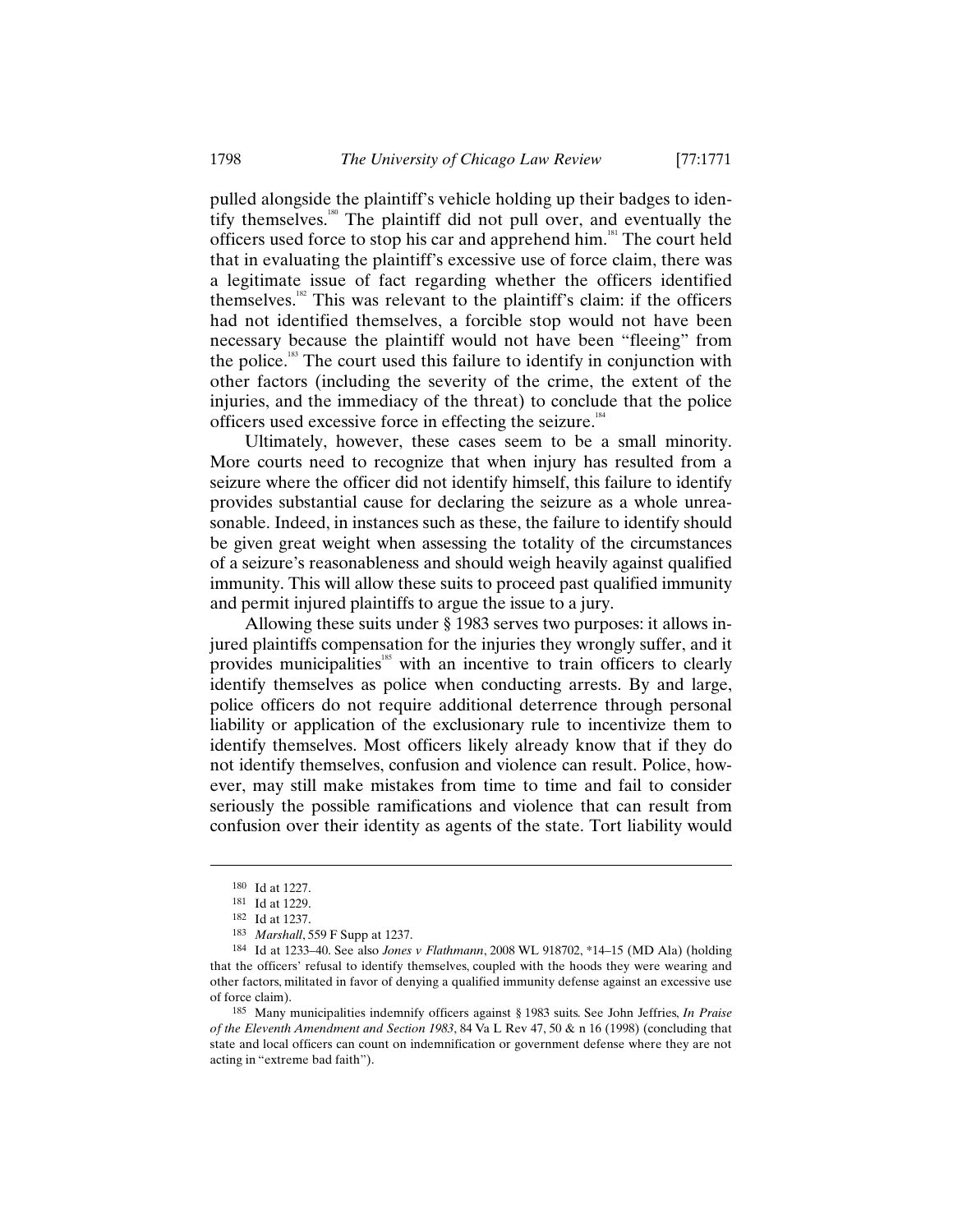pulled alongside the plaintiff's vehicle holding up their badges to identify themselves.[180] The plaintiff did not pull over, and eventually the officers used force to stop his car and apprehend him.[181] The court held that in evaluating the plaintiff's excessive use of force claim, there was a legitimate issue of fact regarding whether the officers identified themselves.[182] This was relevant to the plaintiff's claim: if the officers had not identified themselves, a forcible stop would not have been necessary because the plaintiff would not have been "fleeing" from the police.[183] The court used this failure to identify in conjunction with other factors (including the severity of the crime, the extent of the injuries, and the immediacy of the threat) to conclude that the police officers used excessive force in effecting the seizure.[184]

Ultimately, however, these cases seem to be a small minority. More courts need to recognize that when injury has resulted from a seizure where the officer did not identify himself, this failure to identify provides substantial cause for declaring the seizure as a whole unreasonable. Indeed, in instances such as these, the failure to identify should be given great weight when assessing the totality of the circumstances of a seizure's reasonableness and should weigh heavily against qualified immunity. This will allow these suits to proceed past qualified immunity and permit injured plaintiffs to argue the issue to a jury.

Allowing these suits under § 1983 serves two purposes: it allows injured plaintiffs compensation for the injuries they wrongly suffer, and it provides municipalities[185] with an incentive to train officers to clearly identify themselves as police when conducting arrests. By and large, police officers do not require additional deterrence through personal liability or application of the exclusionary rule to incentivize them to identify themselves. Most officers likely already know that if they do not identify themselves, confusion and violence can result. Police, however, may still make mistakes from time to time and fail to consider seriously the possible ramifications and violence that can result from confusion over their identity as agents of the state. Tort liability would

---

180 Id at 1227.

181 Id at 1229.

182 Id at 1237.

183 *Marshall*, 559 F Supp at 1237.

184 Id at 1233–40. See also *Jones v Flathmann*, 2008 WL 918702, *14–15 (MD Ala) (holding that the officers' refusal to identify themselves, coupled with the hoods they were wearing and other factors, militated in favor of denying a qualified immunity defense against an excessive use of force claim).

185 Many municipalities indemnify officers against § 1983 suits. See John Jeffries, *In Praise of the Eleventh Amendment and Section 1983*, 84 Va L Rev 47, 50 & n 16 (1998) (concluding that state and local officers can count on indemnification or government defense where they are not acting in "extreme bad faith").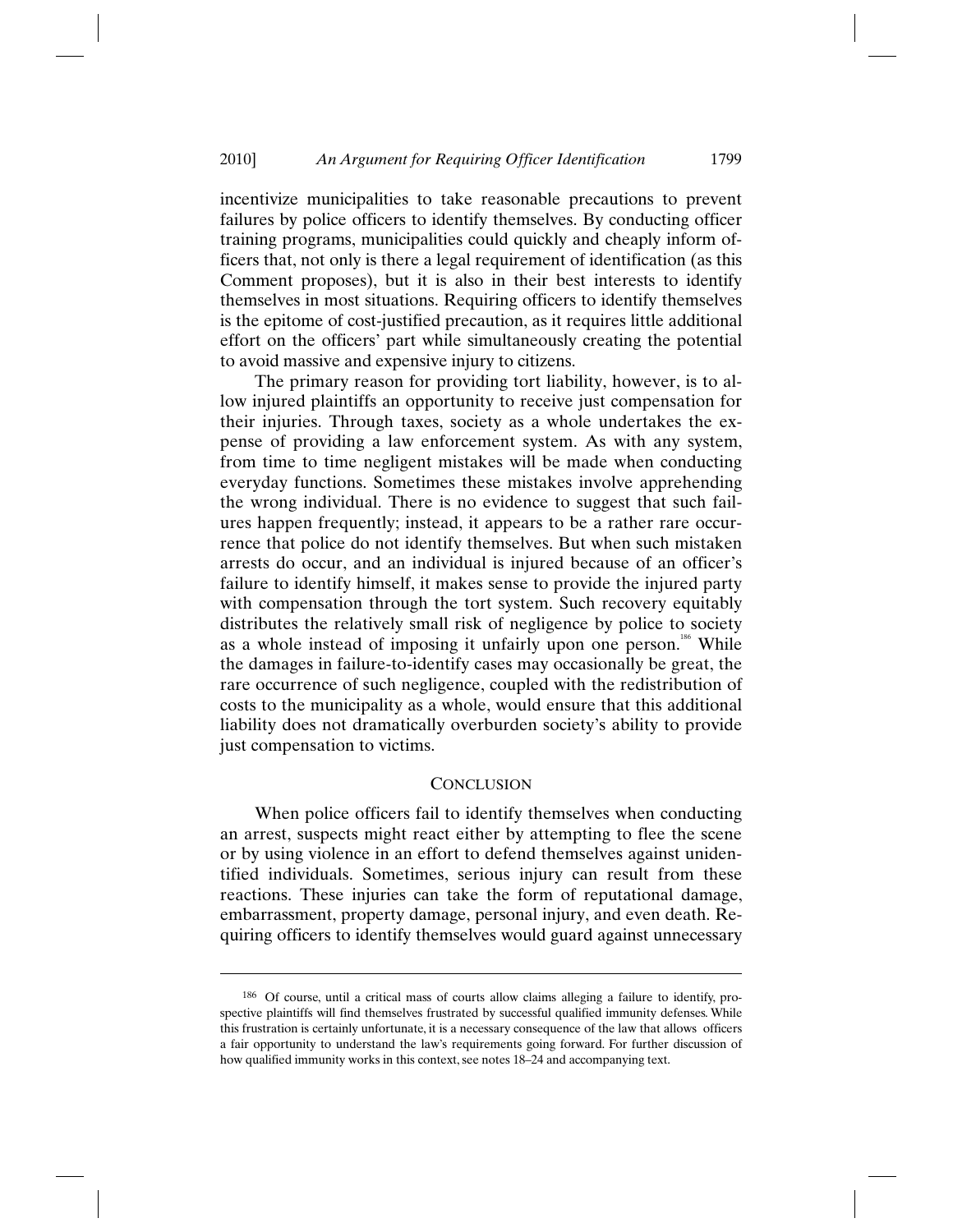incentivize municipalities to take reasonable precautions to prevent failures by police officers to identify themselves. By conducting officer training programs, municipalities could quickly and cheaply inform officers that, not only is there a legal requirement of identification (as this Comment proposes), but it is also in their best interests to identify themselves in most situations. Requiring officers to identify themselves is the epitome of cost-justified precaution, as it requires little additional effort on the officers' part while simultaneously creating the potential to avoid massive and expensive injury to citizens.

The primary reason for providing tort liability, however, is to allow injured plaintiffs an opportunity to receive just compensation for their injuries. Through taxes, society as a whole undertakes the expense of providing a law enforcement system. As with any system, from time to time negligent mistakes will be made when conducting everyday functions. Sometimes these mistakes involve apprehending the wrong individual. There is no evidence to suggest that such failures happen frequently; instead, it appears to be a rather rare occurrence that police do not identify themselves. But when such mistaken arrests do occur, and an individual is injured because of an officer's failure to identify himself, it makes sense to provide the injured party with compensation through the tort system. Such recovery equitably distributes the relatively small risk of negligence by police to society as a whole instead of imposing it unfairly upon one person.[186] While the damages in failure-to-identify cases may occasionally be great, the rare occurrence of such negligence, coupled with the redistribution of costs to the municipality as a whole, would ensure that this additional liability does not dramatically overburden society's ability to provide just compensation to victims.

## CONCLUSION

When police officers fail to identify themselves when conducting an arrest, suspects might react either by attempting to flee the scene or by using violence in an effort to defend themselves against unidentified individuals. Sometimes, serious injury can result from these reactions. These injuries can take the form of reputational damage, embarrassment, property damage, personal injury, and even death. Requiring officers to identify themselves would guard against unnecessary

---

[186] Of course, until a critical mass of courts allow claims alleging a failure to identify, prospective plaintiffs will find themselves frustrated by successful qualified immunity defenses. While this frustration is certainly unfortunate, it is a necessary consequence of the law that allows officers a fair opportunity to understand the law's requirements going forward. For further discussion of how qualified immunity works in this context, see notes 18–24 and accompanying text.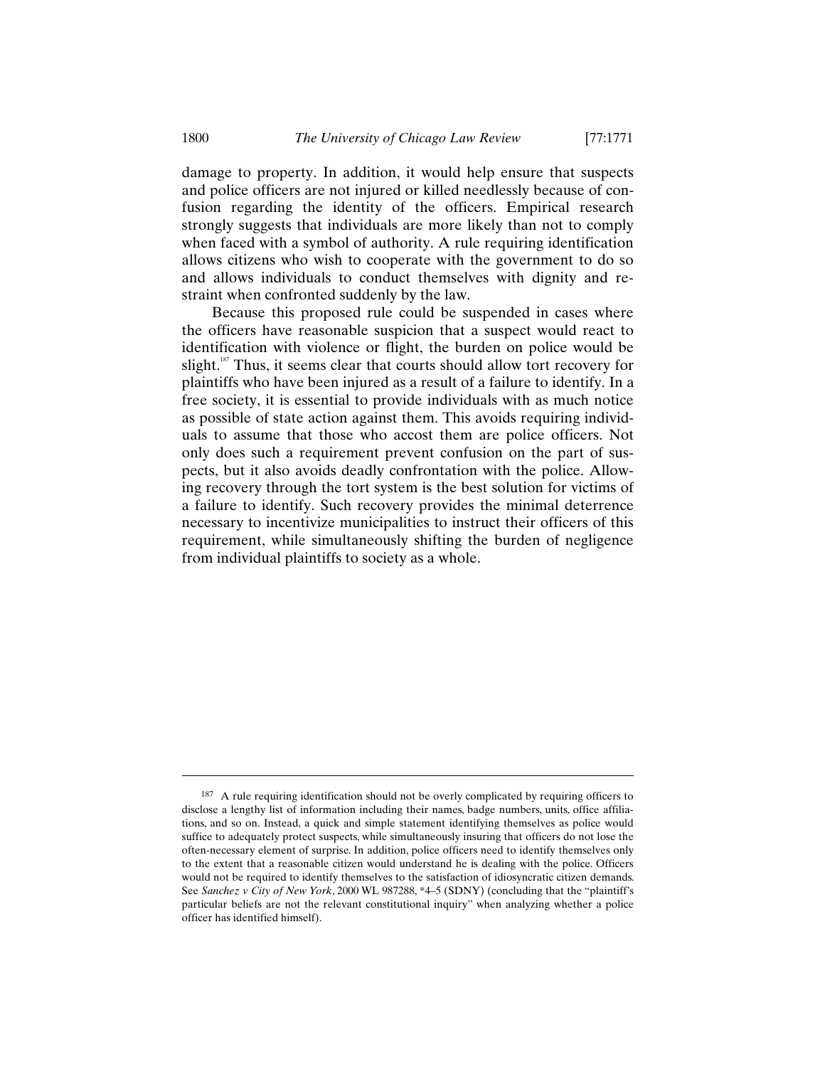damage to property. In addition, it would help ensure that suspects and police officers are not injured or killed needlessly because of confusion regarding the identity of the officers. Empirical research strongly suggests that individuals are more likely than not to comply when faced with a symbol of authority. A rule requiring identification allows citizens who wish to cooperate with the government to do so and allows individuals to conduct themselves with dignity and restraint when confronted suddenly by the law.

Because this proposed rule could be suspended in cases where the officers have reasonable suspicion that a suspect would react to identification with violence or flight, the burden on police would be slight.[187] Thus, it seems clear that courts should allow tort recovery for plaintiffs who have been injured as a result of a failure to identify. In a free society, it is essential to provide individuals with as much notice as possible of state action against them. This avoids requiring individuals to assume that those who accost them are police officers. Not only does such a requirement prevent confusion on the part of suspects, but it also avoids deadly confrontation with the police. Allowing recovery through the tort system is the best solution for victims of a failure to identify. Such recovery provides the minimal deterrence necessary to incentivize municipalities to instruct their officers of this requirement, while simultaneously shifting the burden of negligence from individual plaintiffs to society as a whole.

---

[187] A rule requiring identification should not be overly complicated by requiring officers to disclose a lengthy list of information including their names, badge numbers, units, office affiliations, and so on. Instead, a quick and simple statement identifying themselves as police would suffice to adequately protect suspects, while simultaneously insuring that officers do not lose the often-necessary element of surprise. In addition, police officers need to identify themselves only to the extent that a reasonable citizen would understand he is dealing with the police. Officers would not be required to identify themselves to the satisfaction of idiosyncratic citizen demands. See *Sanchez v City of New York*, 2000 WL 987288, \*4–5 (SDNY) (concluding that the "plaintiff's particular beliefs are not the relevant constitutional inquiry" when analyzing whether a police officer has identified himself).